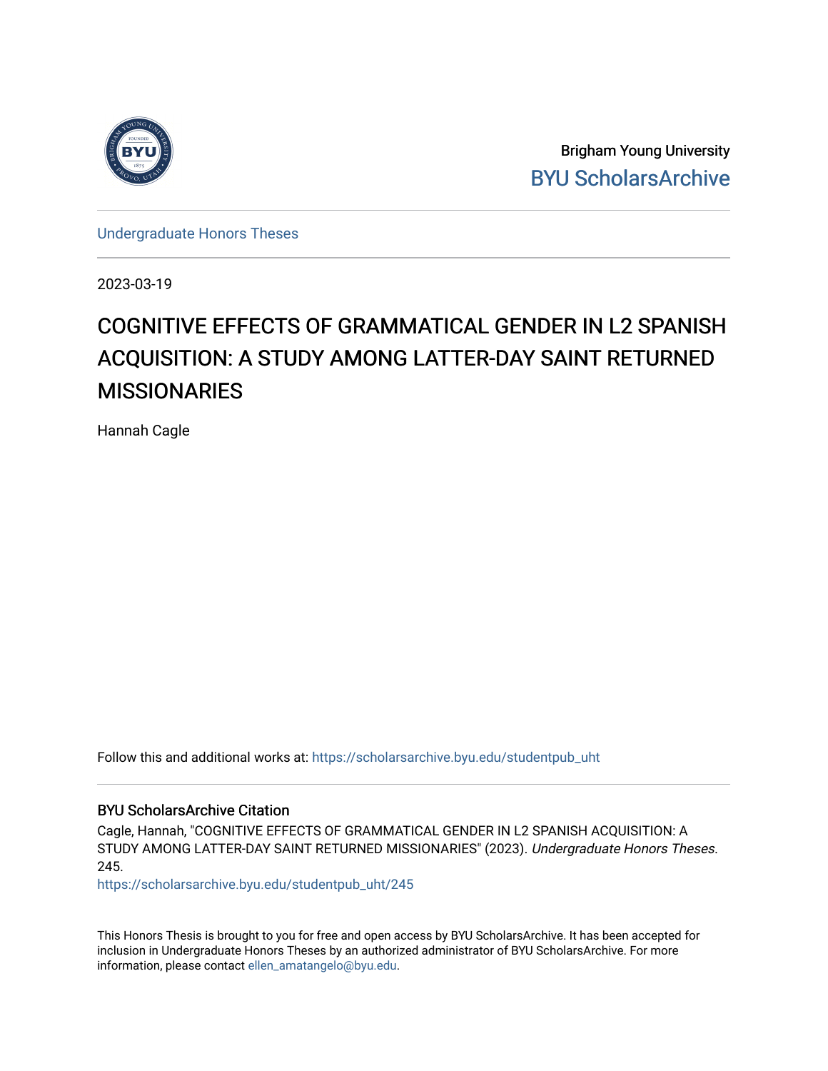Brigham Young University

BYU ScholarsArchive

Undergraduate Honors Theses

2023-03-19

# COGNITIVE EFFECTS OF GRAMMATICAL GENDER IN L2 SPANISH ACQUISITION: A STUDY AMONG LATTER-DAY SAINT RETURNED MISSIONARIES

Hannah Cagle

Follow this and additional works at: https://scholarsarchive.byu.edu/studentpub_uht

## BYU ScholarsArchive Citation

Cagle, Hannah, "COGNITIVE EFFECTS OF GRAMMATICAL GENDER IN L2 SPANISH ACQUISITION: A STUDY AMONG LATTER-DAY SAINT RETURNED MISSIONARIES" (2023). *Undergraduate Honors Theses*. 245.

https://scholarsarchive.byu.edu/studentpub_uht/245

This Honors Thesis is brought to you for free and open access by BYU ScholarsArchive. It has been accepted for inclusion in Undergraduate Honors Theses by an authorized administrator of BYU ScholarsArchive. For more information, please contact ellen_amatangelo@byu.edu.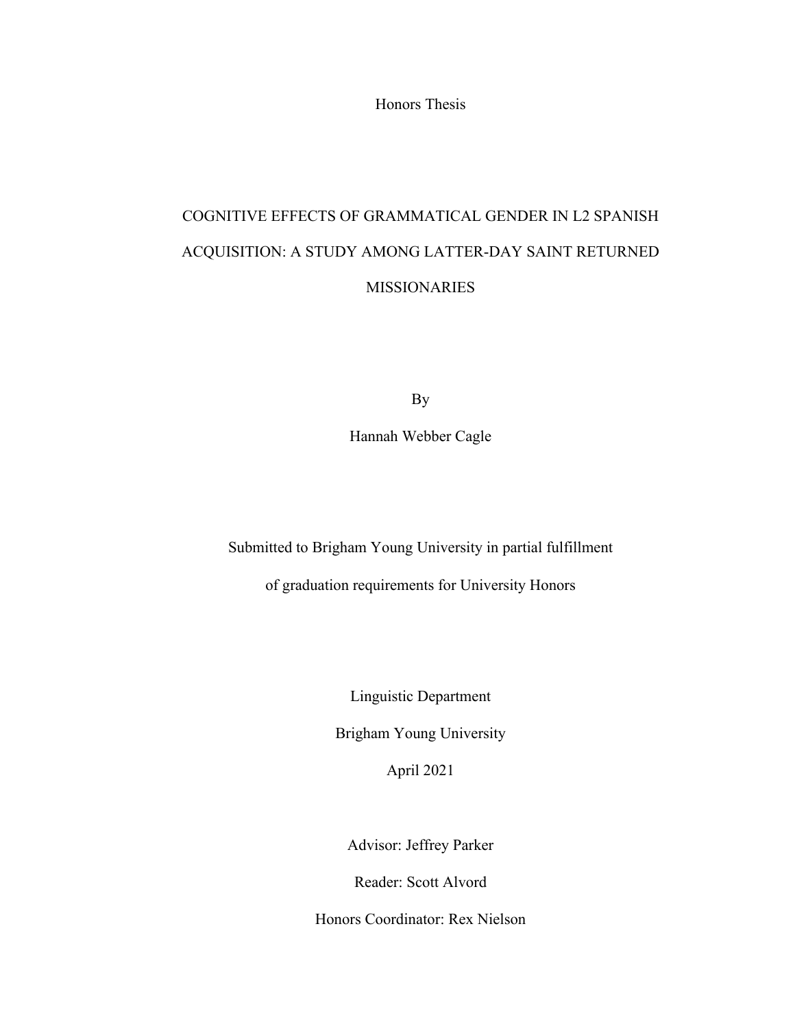Honors Thesis

# COGNITIVE EFFECTS OF GRAMMATICAL GENDER IN L2 SPANISH ACQUISITION: A STUDY AMONG LATTER-DAY SAINT RETURNED MISSIONARIES

By

Hannah Webber Cagle

Submitted to Brigham Young University in partial fulfillment

of graduation requirements for University Honors

Linguistic Department

Brigham Young University

April 2021

Advisor: Jeffrey Parker

Reader: Scott Alvord

Honors Coordinator: Rex Nielson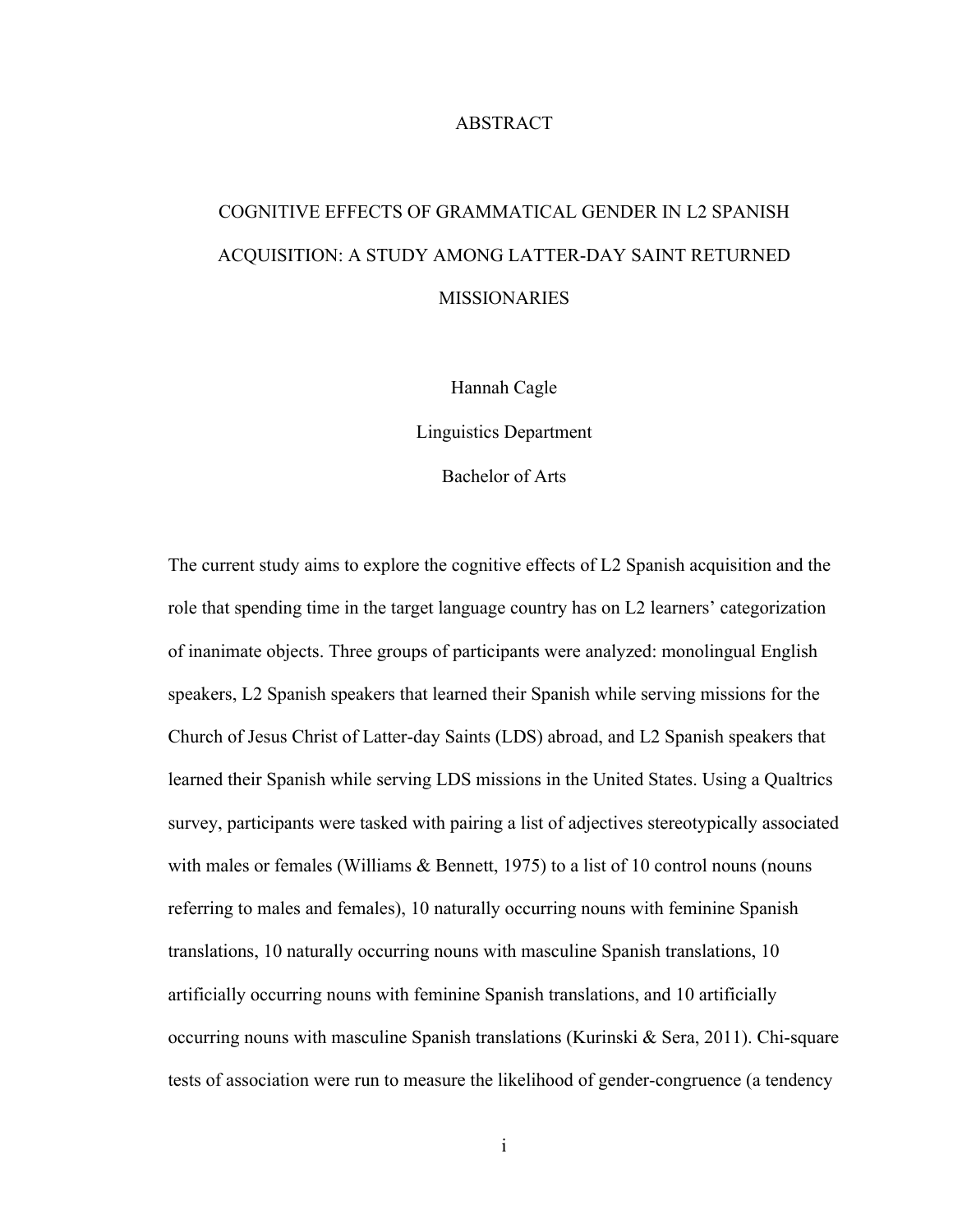# ABSTRACT

## COGNITIVE EFFECTS OF GRAMMATICAL GENDER IN L2 SPANISH ACQUISITION: A STUDY AMONG LATTER-DAY SAINT RETURNED MISSIONARIES

Hannah Cagle

Linguistics Department

Bachelor of Arts

The current study aims to explore the cognitive effects of L2 Spanish acquisition and the role that spending time in the target language country has on L2 learners' categorization of inanimate objects. Three groups of participants were analyzed: monolingual English speakers, L2 Spanish speakers that learned their Spanish while serving missions for the Church of Jesus Christ of Latter-day Saints (LDS) abroad, and L2 Spanish speakers that learned their Spanish while serving LDS missions in the United States. Using a Qualtrics survey, participants were tasked with pairing a list of adjectives stereotypically associated with males or females (Williams & Bennett, 1975) to a list of 10 control nouns (nouns referring to males and females), 10 naturally occurring nouns with feminine Spanish translations, 10 naturally occurring nouns with masculine Spanish translations, 10 artificially occurring nouns with feminine Spanish translations, and 10 artificially occurring nouns with masculine Spanish translations (Kurinski & Sera, 2011). Chi-square tests of association were run to measure the likelihood of gender-congruence (a tendency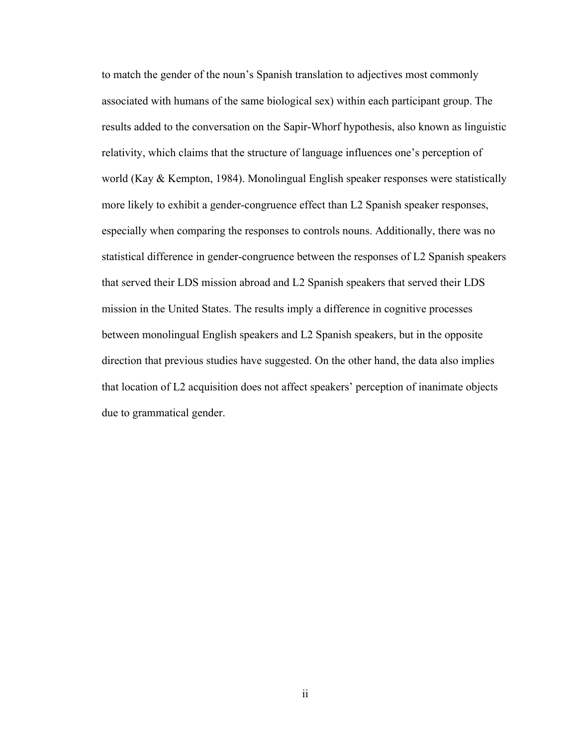to match the gender of the noun's Spanish translation to adjectives most commonly associated with humans of the same biological sex) within each participant group. The results added to the conversation on the Sapir-Whorf hypothesis, also known as linguistic relativity, which claims that the structure of language influences one's perception of world (Kay & Kempton, 1984). Monolingual English speaker responses were statistically more likely to exhibit a gender-congruence effect than L2 Spanish speaker responses, especially when comparing the responses to controls nouns. Additionally, there was no statistical difference in gender-congruence between the responses of L2 Spanish speakers that served their LDS mission abroad and L2 Spanish speakers that served their LDS mission in the United States. The results imply a difference in cognitive processes between monolingual English speakers and L2 Spanish speakers, but in the opposite direction that previous studies have suggested. On the other hand, the data also implies that location of L2 acquisition does not affect speakers' perception of inanimate objects due to grammatical gender.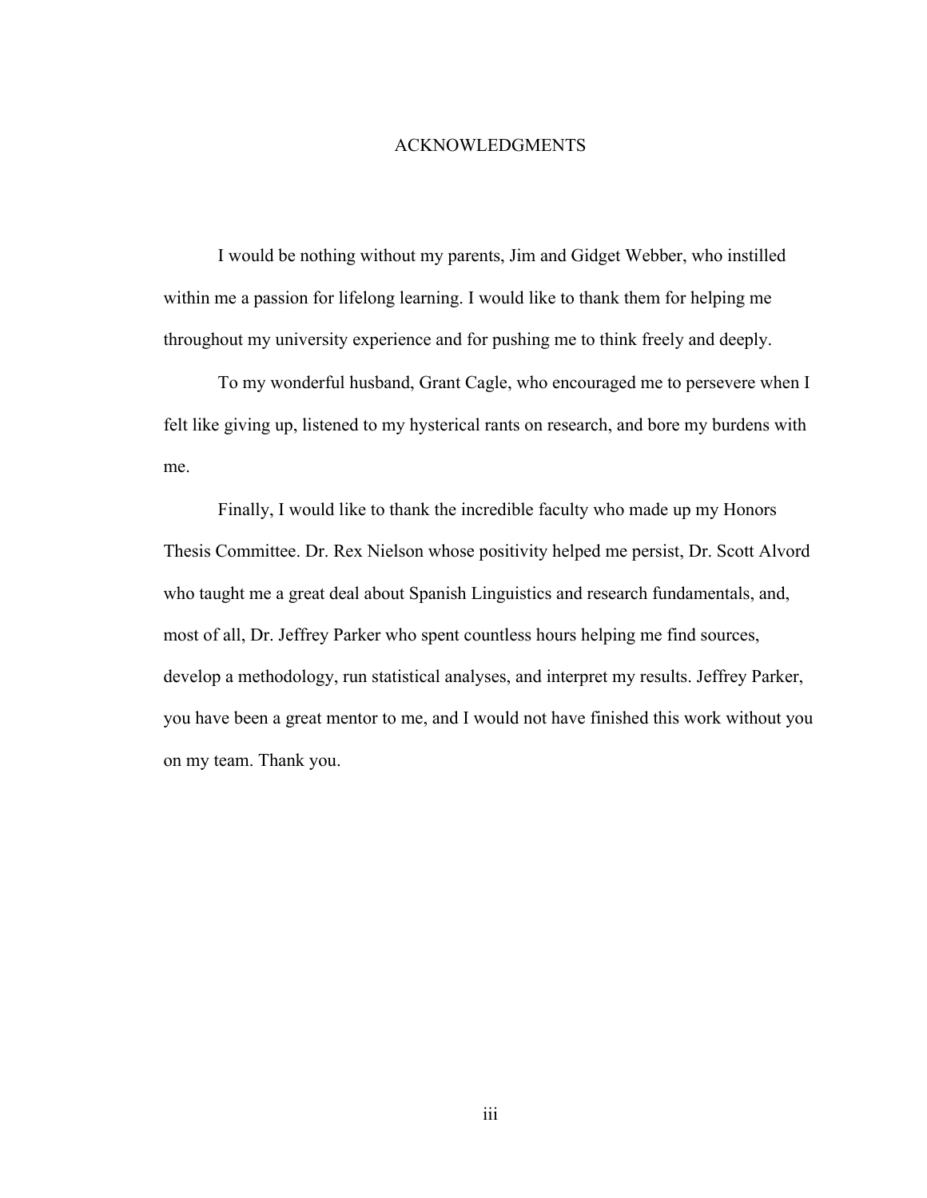# ACKNOWLEDGMENTS

I would be nothing without my parents, Jim and Gidget Webber, who instilled within me a passion for lifelong learning. I would like to thank them for helping me throughout my university experience and for pushing me to think freely and deeply.

To my wonderful husband, Grant Cagle, who encouraged me to persevere when I felt like giving up, listened to my hysterical rants on research, and bore my burdens with me.

Finally, I would like to thank the incredible faculty who made up my Honors Thesis Committee. Dr. Rex Nielson whose positivity helped me persist, Dr. Scott Alvord who taught me a great deal about Spanish Linguistics and research fundamentals, and, most of all, Dr. Jeffrey Parker who spent countless hours helping me find sources, develop a methodology, run statistical analyses, and interpret my results. Jeffrey Parker, you have been a great mentor to me, and I would not have finished this work without you on my team. Thank you.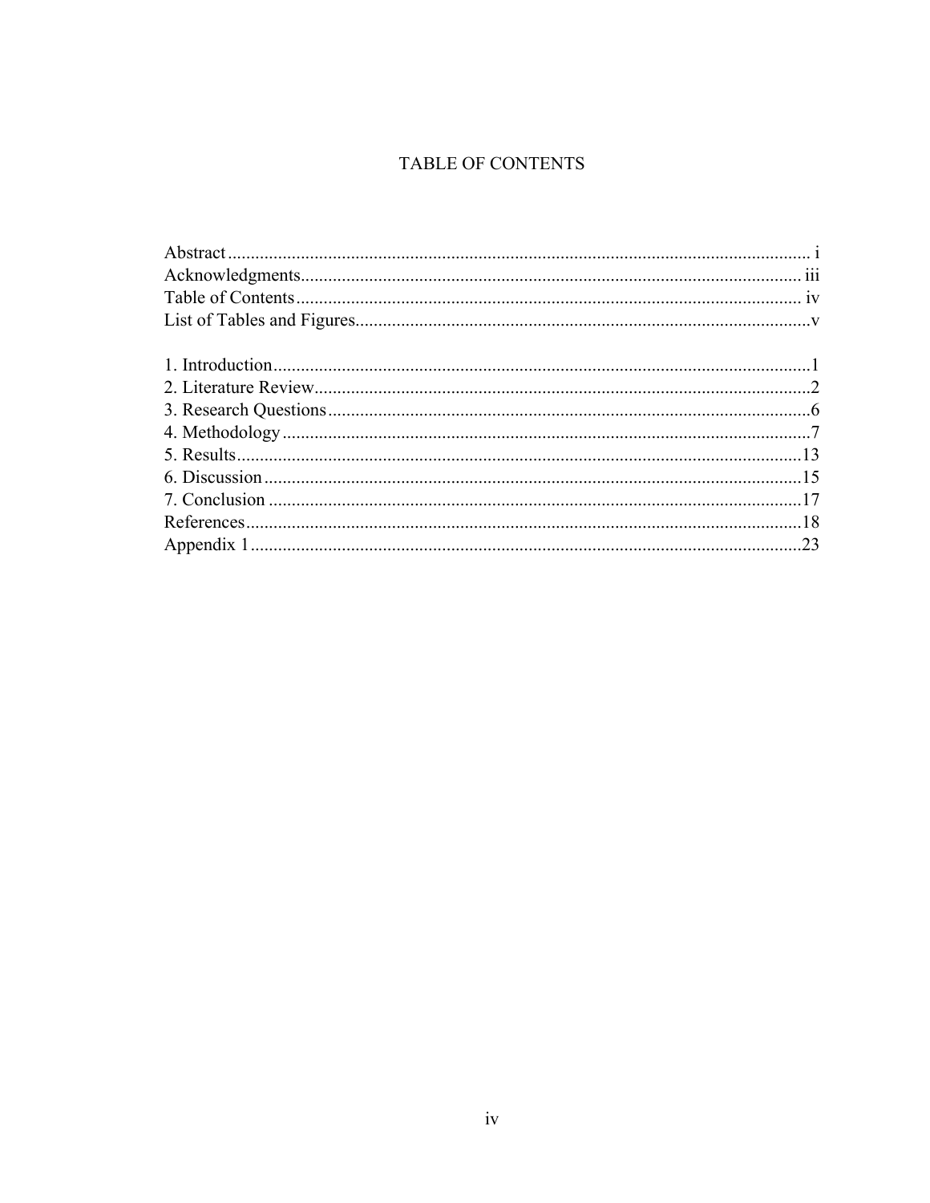# TABLE OF CONTENTS

Abstract ............................................................ i
Acknowledgments ............................................................ iii
Table of Contents ............................................................ iv
List of Tables and Figures ............................................................ v

1. Introduction ............................................................ 1
2. Literature Review ............................................................ 2
3. Research Questions ............................................................ 6
4. Methodology ............................................................ 7
5. Results ............................................................ 13
6. Discussion ............................................................ 15
7. Conclusion ............................................................ 17

References ............................................................ 18
Appendix 1 ............................................................ 23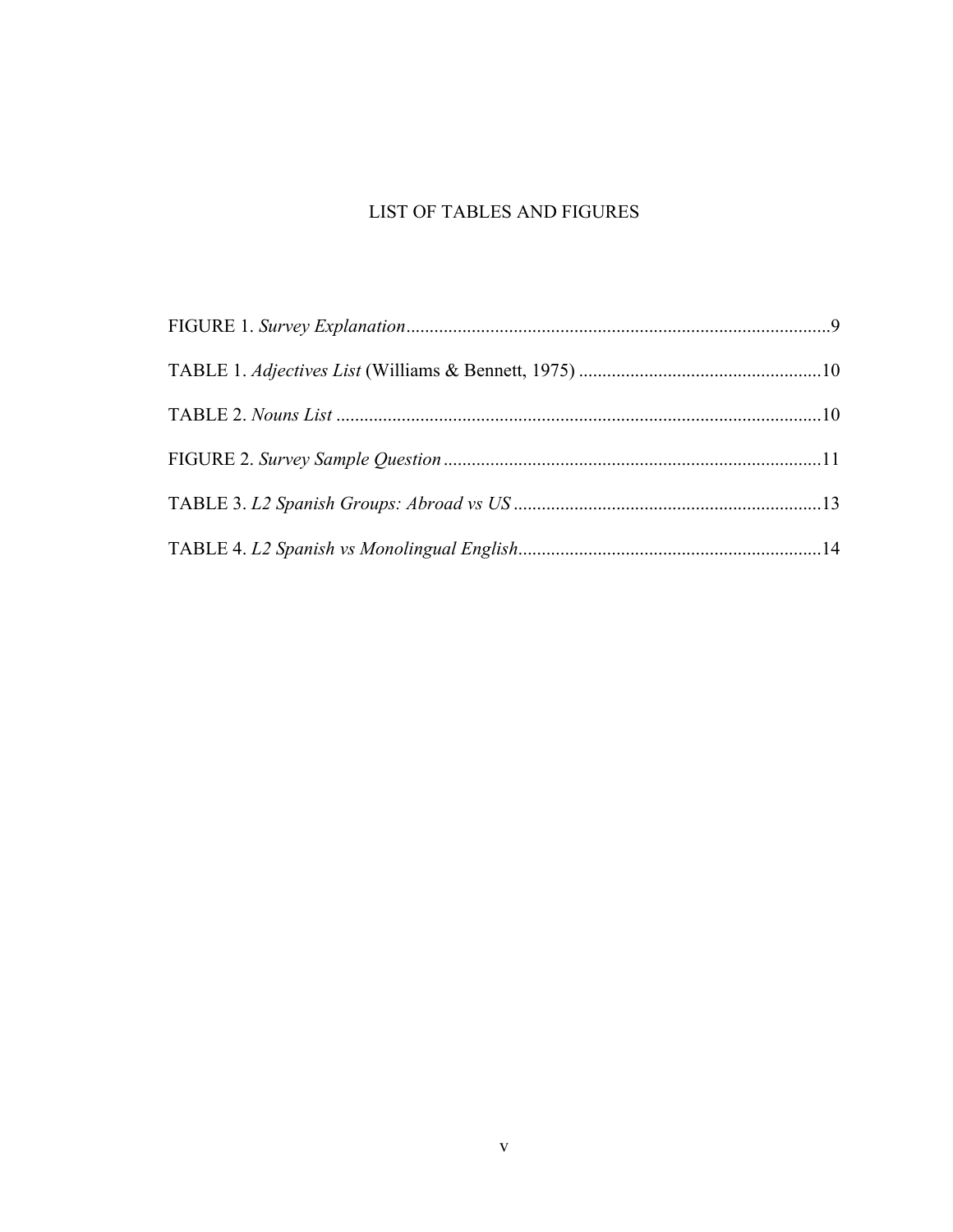# LIST OF TABLES AND FIGURES

FIGURE 1. *Survey Explanation*..........................................................................................9

TABLE 1. *Adjectives List* (Williams & Bennett, 1975) ....................................................10

TABLE 2. *Nouns List* .......................................................................................................10

FIGURE 2. *Survey Sample Question* .................................................................................11

TABLE 3. *L2 Spanish Groups: Abroad vs US* ..................................................................13

TABLE 4. *L2 Spanish vs Monolingual English*.................................................................14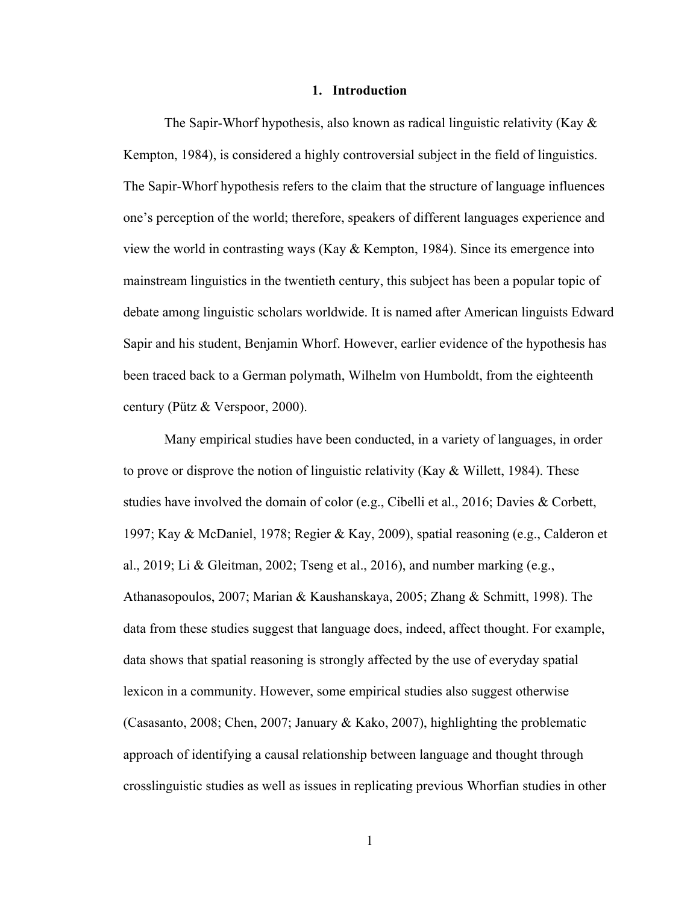# 1. Introduction

The Sapir-Whorf hypothesis, also known as radical linguistic relativity (Kay & Kempton, 1984), is considered a highly controversial subject in the field of linguistics. The Sapir-Whorf hypothesis refers to the claim that the structure of language influences one's perception of the world; therefore, speakers of different languages experience and view the world in contrasting ways (Kay & Kempton, 1984). Since its emergence into mainstream linguistics in the twentieth century, this subject has been a popular topic of debate among linguistic scholars worldwide. It is named after American linguists Edward Sapir and his student, Benjamin Whorf. However, earlier evidence of the hypothesis has been traced back to a German polymath, Wilhelm von Humboldt, from the eighteenth century (Pütz & Verspoor, 2000).

Many empirical studies have been conducted, in a variety of languages, in order to prove or disprove the notion of linguistic relativity (Kay & Willett, 1984). These studies have involved the domain of color (e.g., Cibelli et al., 2016; Davies & Corbett, 1997; Kay & McDaniel, 1978; Regier & Kay, 2009), spatial reasoning (e.g., Calderon et al., 2019; Li & Gleitman, 2002; Tseng et al., 2016), and number marking (e.g., Athanasopoulos, 2007; Marian & Kaushanskaya, 2005; Zhang & Schmitt, 1998). The data from these studies suggest that language does, indeed, affect thought. For example, data shows that spatial reasoning is strongly affected by the use of everyday spatial lexicon in a community. However, some empirical studies also suggest otherwise (Casasanto, 2008; Chen, 2007; January & Kako, 2007), highlighting the problematic approach of identifying a causal relationship between language and thought through crosslinguistic studies as well as issues in replicating previous Whorfian studies in other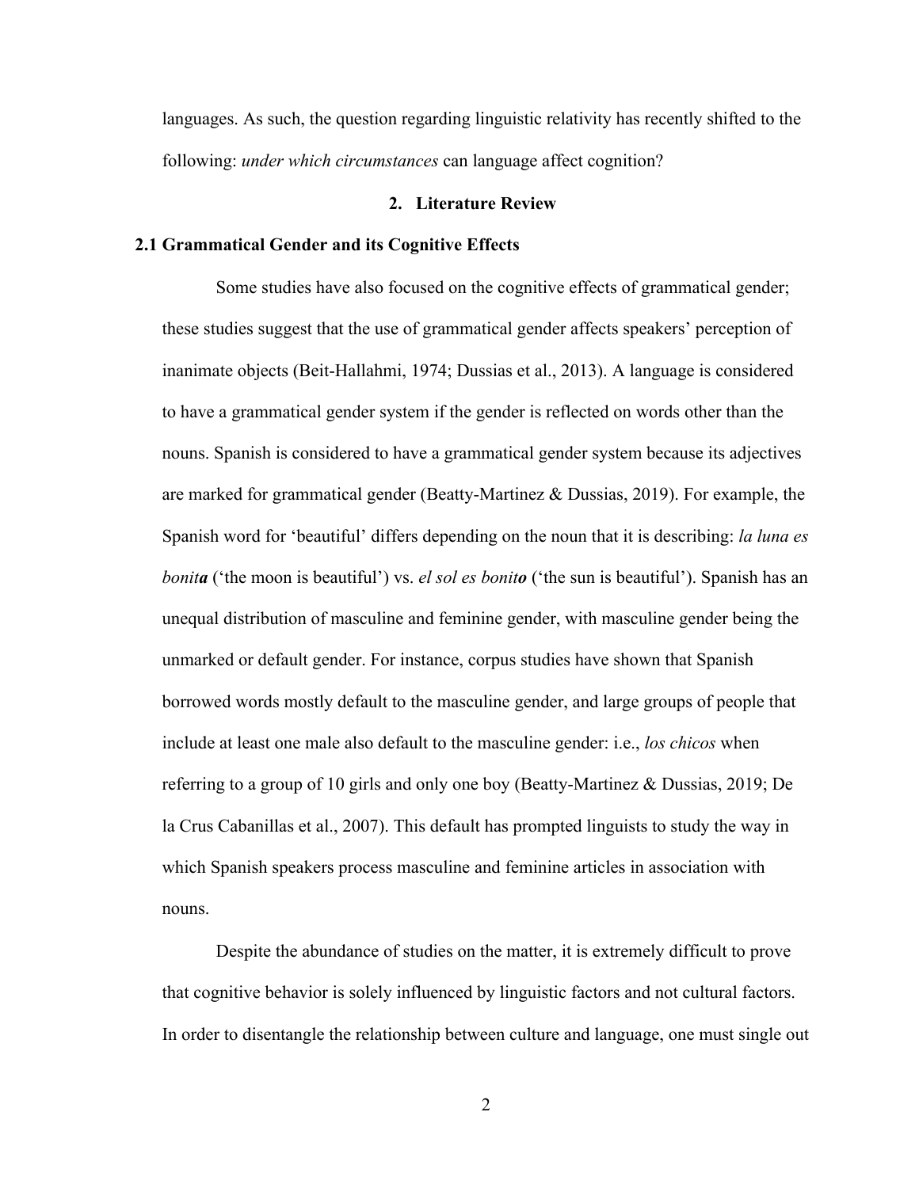languages. As such, the question regarding linguistic relativity has recently shifted to the following: *under which circumstances* can language affect cognition?

## 2. Literature Review

### 2.1 Grammatical Gender and its Cognitive Effects

Some studies have also focused on the cognitive effects of grammatical gender; these studies suggest that the use of grammatical gender affects speakers' perception of inanimate objects (Beit-Hallahmi, 1974; Dussias et al., 2013). A language is considered to have a grammatical gender system if the gender is reflected on words other than the nouns. Spanish is considered to have a grammatical gender system because its adjectives are marked for grammatical gender (Beatty-Martinez & Dussias, 2019). For example, the Spanish word for 'beautiful' differs depending on the noun that it is describing: *la luna es bonit**a*** ('the moon is beautiful') vs. *el sol es bonit**o*** ('the sun is beautiful'). Spanish has an unequal distribution of masculine and feminine gender, with masculine gender being the unmarked or default gender. For instance, corpus studies have shown that Spanish borrowed words mostly default to the masculine gender, and large groups of people that include at least one male also default to the masculine gender: i.e., *los chicos* when referring to a group of 10 girls and only one boy (Beatty-Martinez & Dussias, 2019; De la Crus Cabanillas et al., 2007). This default has prompted linguists to study the way in which Spanish speakers process masculine and feminine articles in association with nouns.

Despite the abundance of studies on the matter, it is extremely difficult to prove that cognitive behavior is solely influenced by linguistic factors and not cultural factors. In order to disentangle the relationship between culture and language, one must single out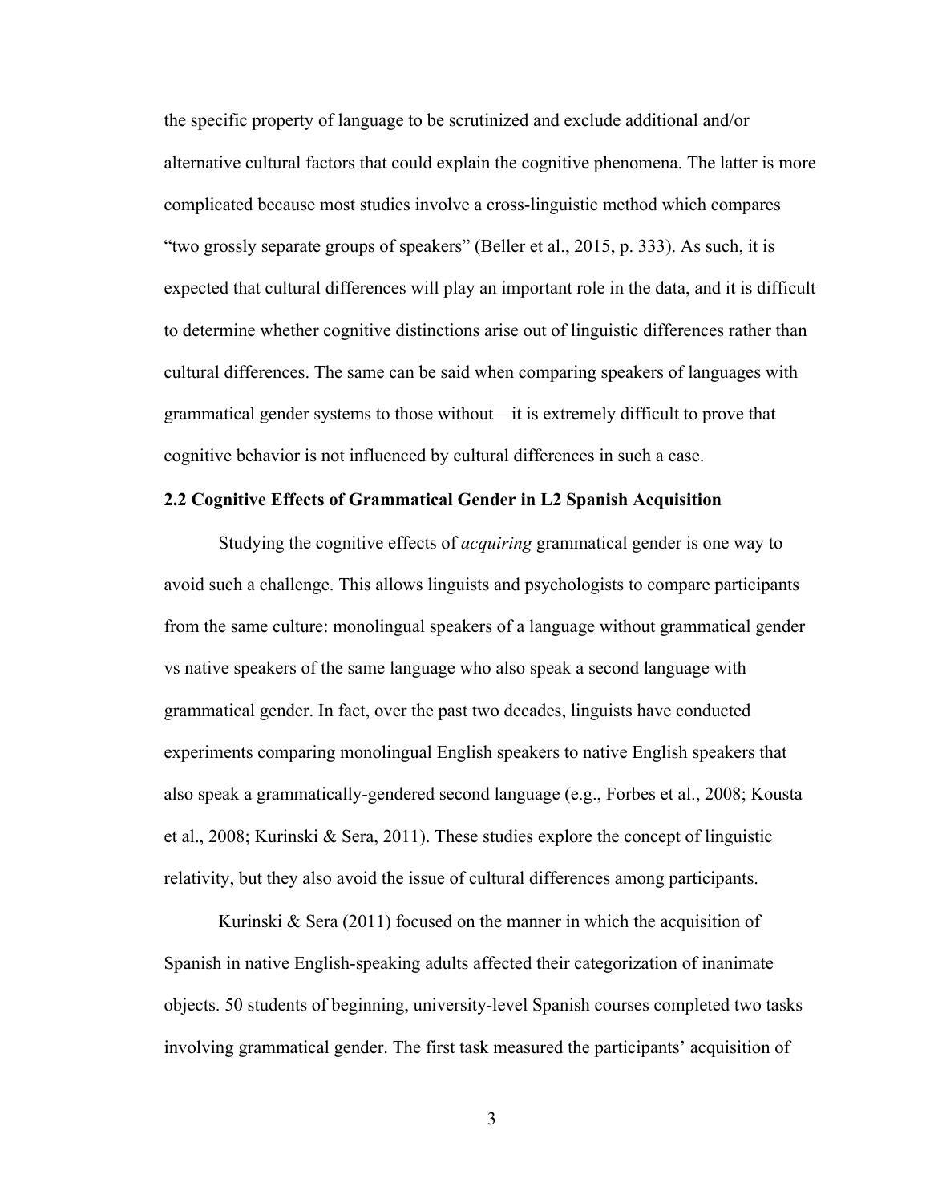the specific property of language to be scrutinized and exclude additional and/or alternative cultural factors that could explain the cognitive phenomena. The latter is more complicated because most studies involve a cross-linguistic method which compares "two grossly separate groups of speakers" (Beller et al., 2015, p. 333). As such, it is expected that cultural differences will play an important role in the data, and it is difficult to determine whether cognitive distinctions arise out of linguistic differences rather than cultural differences. The same can be said when comparing speakers of languages with grammatical gender systems to those without—it is extremely difficult to prove that cognitive behavior is not influenced by cultural differences in such a case.

### 2.2 Cognitive Effects of Grammatical Gender in L2 Spanish Acquisition

Studying the cognitive effects of *acquiring* grammatical gender is one way to avoid such a challenge. This allows linguists and psychologists to compare participants from the same culture: monolingual speakers of a language without grammatical gender vs native speakers of the same language who also speak a second language with grammatical gender. In fact, over the past two decades, linguists have conducted experiments comparing monolingual English speakers to native English speakers that also speak a grammatically-gendered second language (e.g., Forbes et al., 2008; Kousta et al., 2008; Kurinski & Sera, 2011). These studies explore the concept of linguistic relativity, but they also avoid the issue of cultural differences among participants.

Kurinski & Sera (2011) focused on the manner in which the acquisition of Spanish in native English-speaking adults affected their categorization of inanimate objects. 50 students of beginning, university-level Spanish courses completed two tasks involving grammatical gender. The first task measured the participants' acquisition of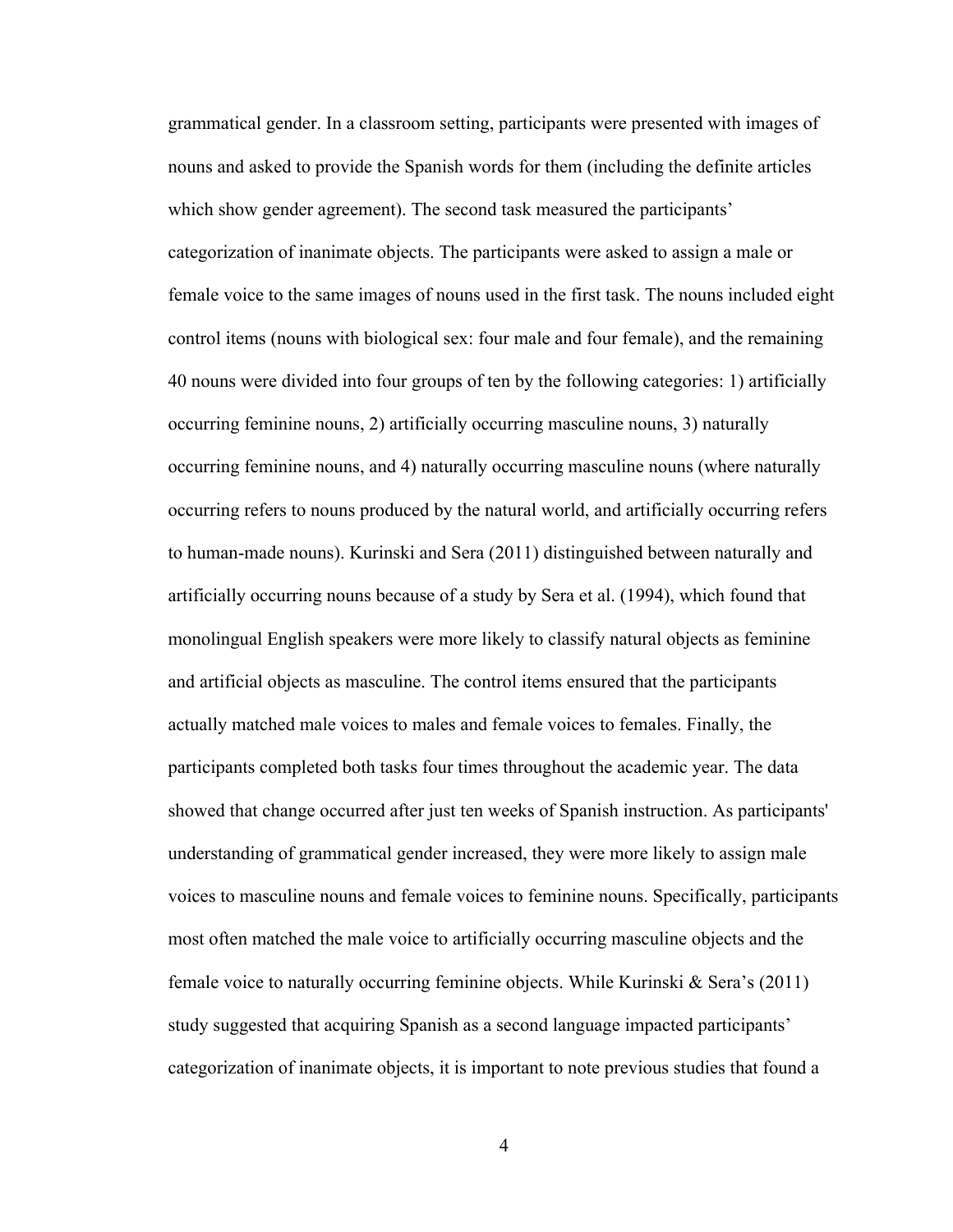grammatical gender. In a classroom setting, participants were presented with images of nouns and asked to provide the Spanish words for them (including the definite articles which show gender agreement). The second task measured the participants' categorization of inanimate objects. The participants were asked to assign a male or female voice to the same images of nouns used in the first task. The nouns included eight control items (nouns with biological sex: four male and four female), and the remaining 40 nouns were divided into four groups of ten by the following categories: 1) artificially occurring feminine nouns, 2) artificially occurring masculine nouns, 3) naturally occurring feminine nouns, and 4) naturally occurring masculine nouns (where naturally occurring refers to nouns produced by the natural world, and artificially occurring refers to human-made nouns). Kurinski and Sera (2011) distinguished between naturally and artificially occurring nouns because of a study by Sera et al. (1994), which found that monolingual English speakers were more likely to classify natural objects as feminine and artificial objects as masculine. The control items ensured that the participants actually matched male voices to males and female voices to females. Finally, the participants completed both tasks four times throughout the academic year. The data showed that change occurred after just ten weeks of Spanish instruction. As participants' understanding of grammatical gender increased, they were more likely to assign male voices to masculine nouns and female voices to feminine nouns. Specifically, participants most often matched the male voice to artificially occurring masculine objects and the female voice to naturally occurring feminine objects. While Kurinski & Sera's (2011) study suggested that acquiring Spanish as a second language impacted participants' categorization of inanimate objects, it is important to note previous studies that found a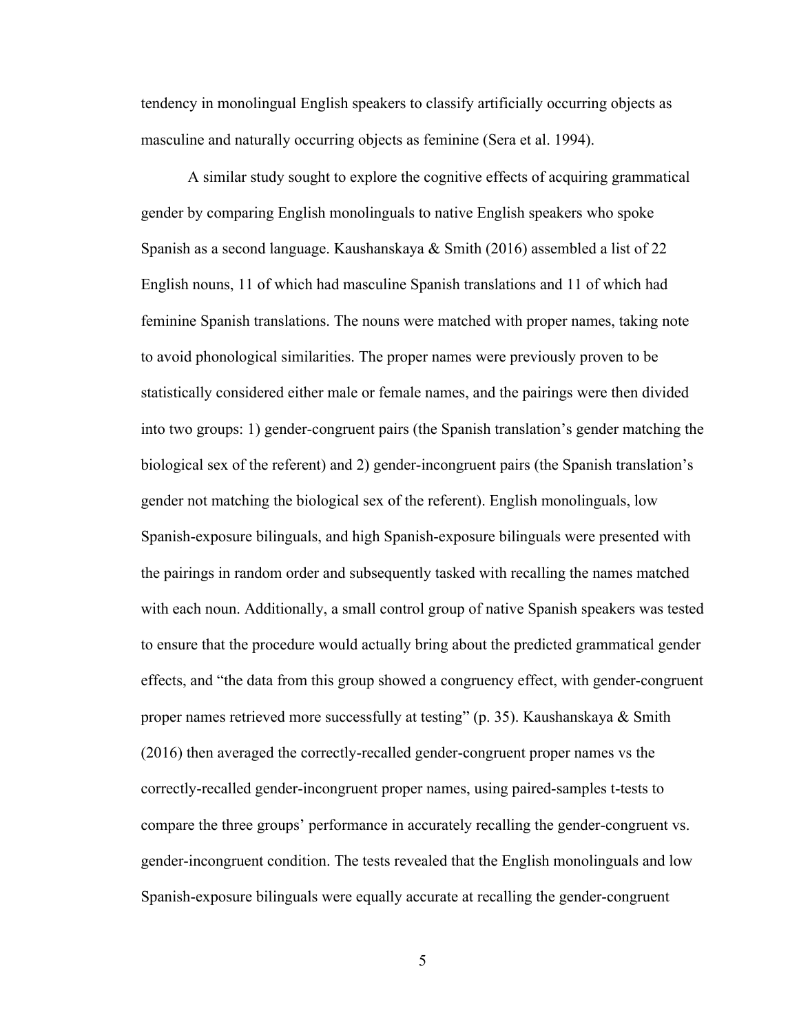tendency in monolingual English speakers to classify artificially occurring objects as masculine and naturally occurring objects as feminine (Sera et al. 1994).

A similar study sought to explore the cognitive effects of acquiring grammatical gender by comparing English monolinguals to native English speakers who spoke Spanish as a second language. Kaushanskaya & Smith (2016) assembled a list of 22 English nouns, 11 of which had masculine Spanish translations and 11 of which had feminine Spanish translations. The nouns were matched with proper names, taking note to avoid phonological similarities. The proper names were previously proven to be statistically considered either male or female names, and the pairings were then divided into two groups: 1) gender-congruent pairs (the Spanish translation's gender matching the biological sex of the referent) and 2) gender-incongruent pairs (the Spanish translation's gender not matching the biological sex of the referent). English monolinguals, low Spanish-exposure bilinguals, and high Spanish-exposure bilinguals were presented with the pairings in random order and subsequently tasked with recalling the names matched with each noun. Additionally, a small control group of native Spanish speakers was tested to ensure that the procedure would actually bring about the predicted grammatical gender effects, and "the data from this group showed a congruency effect, with gender-congruent proper names retrieved more successfully at testing" (p. 35). Kaushanskaya & Smith (2016) then averaged the correctly-recalled gender-congruent proper names vs the correctly-recalled gender-incongruent proper names, using paired-samples t-tests to compare the three groups' performance in accurately recalling the gender-congruent vs. gender-incongruent condition. The tests revealed that the English monolinguals and low Spanish-exposure bilinguals were equally accurate at recalling the gender-congruent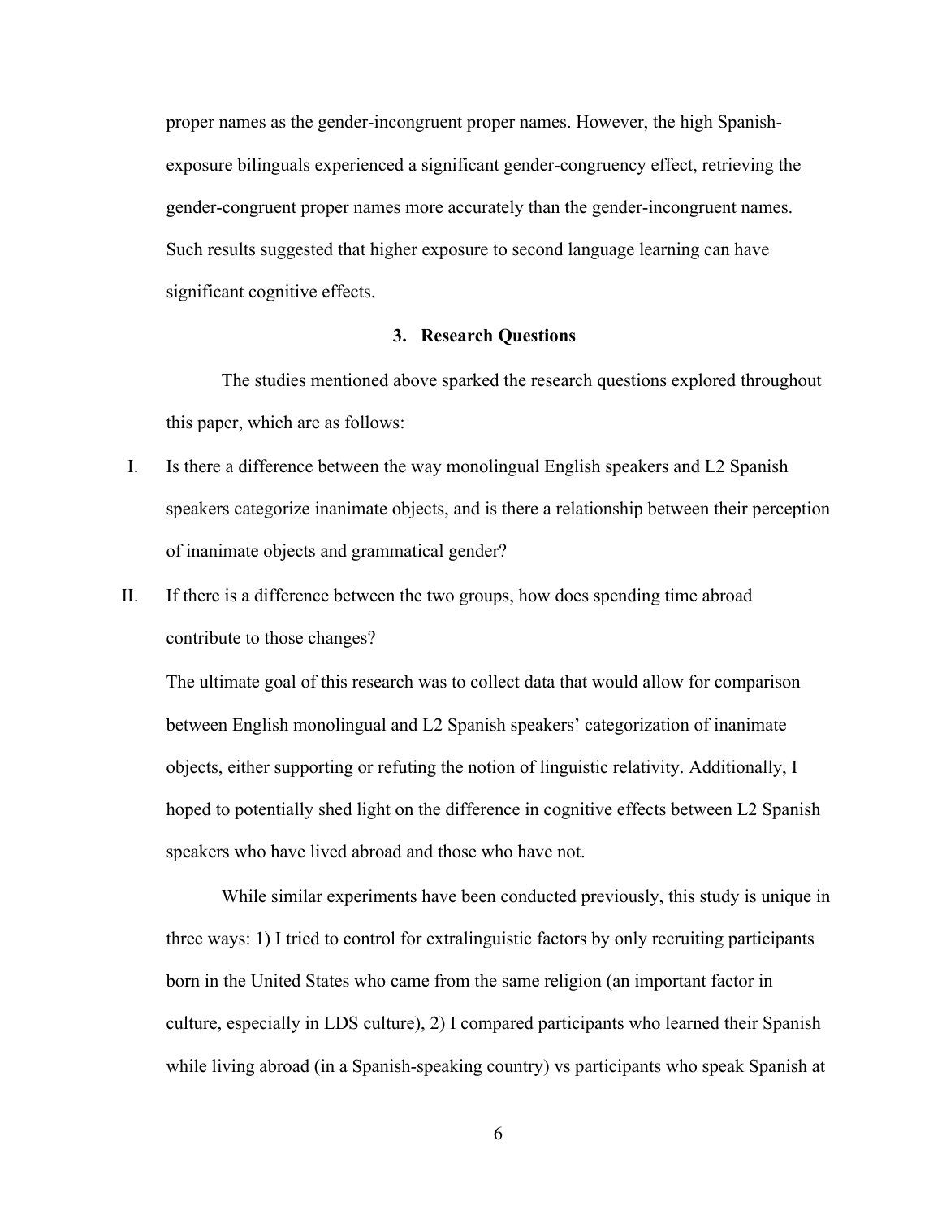proper names as the gender-incongruent proper names. However, the high Spanish-exposure bilinguals experienced a significant gender-congruency effect, retrieving the gender-congruent proper names more accurately than the gender-incongruent names. Such results suggested that higher exposure to second language learning can have significant cognitive effects.

## 3. Research Questions

The studies mentioned above sparked the research questions explored throughout this paper, which are as follows:

I. Is there a difference between the way monolingual English speakers and L2 Spanish speakers categorize inanimate objects, and is there a relationship between their perception of inanimate objects and grammatical gender?

II. If there is a difference between the two groups, how does spending time abroad contribute to those changes?

The ultimate goal of this research was to collect data that would allow for comparison between English monolingual and L2 Spanish speakers' categorization of inanimate objects, either supporting or refuting the notion of linguistic relativity. Additionally, I hoped to potentially shed light on the difference in cognitive effects between L2 Spanish speakers who have lived abroad and those who have not.

While similar experiments have been conducted previously, this study is unique in three ways: 1) I tried to control for extralinguistic factors by only recruiting participants born in the United States who came from the same religion (an important factor in culture, especially in LDS culture), 2) I compared participants who learned their Spanish while living abroad (in a Spanish-speaking country) vs participants who speak Spanish at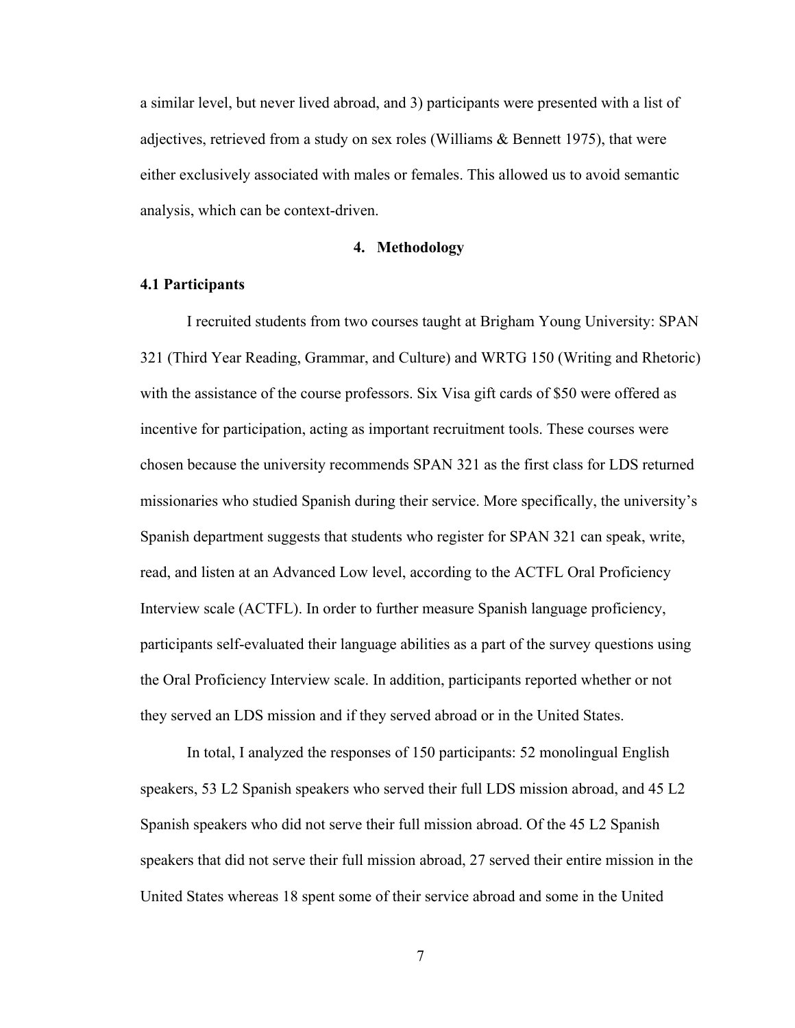a similar level, but never lived abroad, and 3) participants were presented with a list of adjectives, retrieved from a study on sex roles (Williams & Bennett 1975), that were either exclusively associated with males or females. This allowed us to avoid semantic analysis, which can be context-driven.

## 4. Methodology

### 4.1 Participants

I recruited students from two courses taught at Brigham Young University: SPAN 321 (Third Year Reading, Grammar, and Culture) and WRTG 150 (Writing and Rhetoric) with the assistance of the course professors. Six Visa gift cards of $50 were offered as incentive for participation, acting as important recruitment tools. These courses were chosen because the university recommends SPAN 321 as the first class for LDS returned missionaries who studied Spanish during their service. More specifically, the university's Spanish department suggests that students who register for SPAN 321 can speak, write, read, and listen at an Advanced Low level, according to the ACTFL Oral Proficiency Interview scale (ACTFL). In order to further measure Spanish language proficiency, participants self-evaluated their language abilities as a part of the survey questions using the Oral Proficiency Interview scale. In addition, participants reported whether or not they served an LDS mission and if they served abroad or in the United States.

In total, I analyzed the responses of 150 participants: 52 monolingual English speakers, 53 L2 Spanish speakers who served their full LDS mission abroad, and 45 L2 Spanish speakers who did not serve their full mission abroad. Of the 45 L2 Spanish speakers that did not serve their full mission abroad, 27 served their entire mission in the United States whereas 18 spent some of their service abroad and some in the United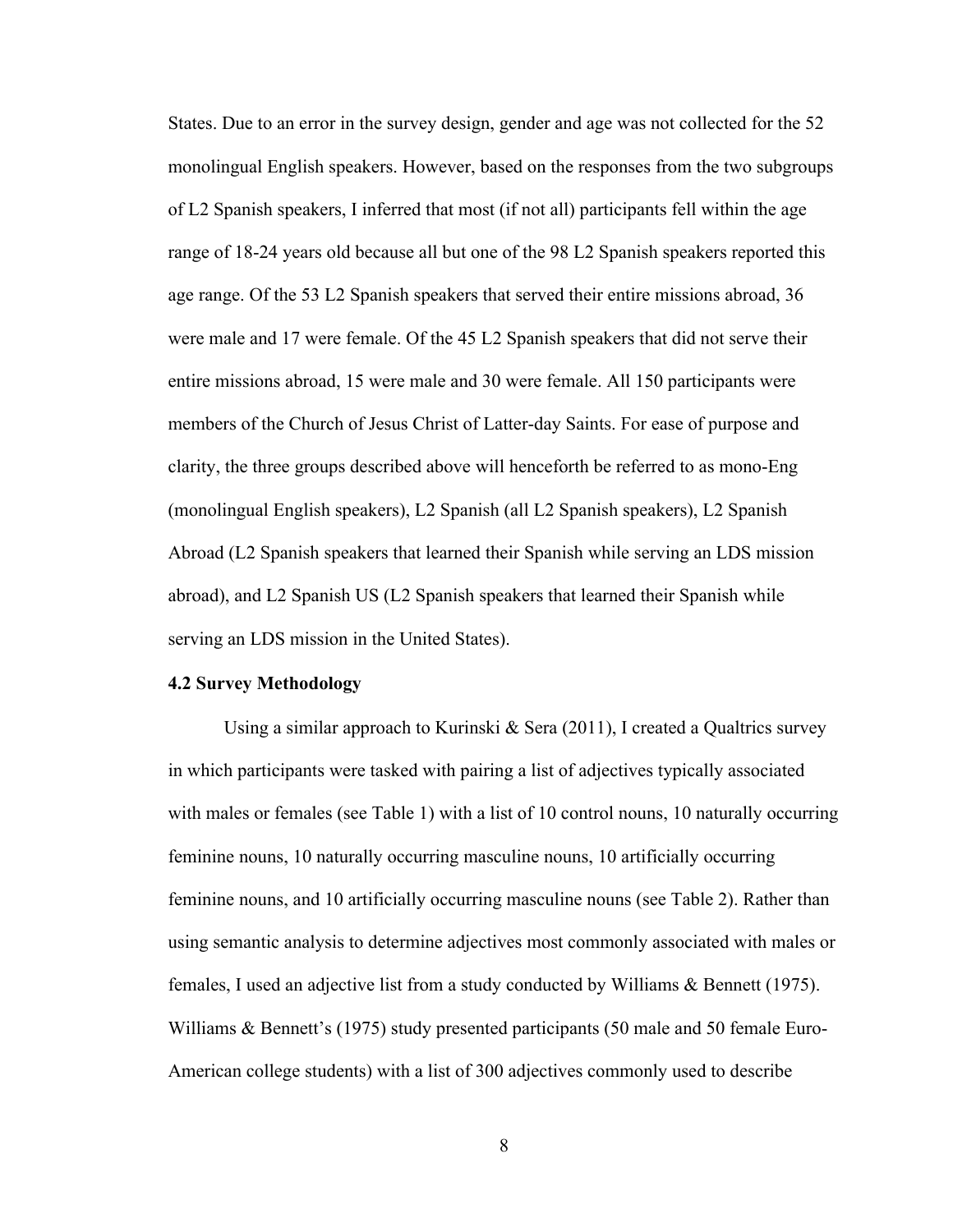States. Due to an error in the survey design, gender and age was not collected for the 52 monolingual English speakers. However, based on the responses from the two subgroups of L2 Spanish speakers, I inferred that most (if not all) participants fell within the age range of 18-24 years old because all but one of the 98 L2 Spanish speakers reported this age range. Of the 53 L2 Spanish speakers that served their entire missions abroad, 36 were male and 17 were female. Of the 45 L2 Spanish speakers that did not serve their entire missions abroad, 15 were male and 30 were female. All 150 participants were members of the Church of Jesus Christ of Latter-day Saints. For ease of purpose and clarity, the three groups described above will henceforth be referred to as mono-Eng (monolingual English speakers), L2 Spanish (all L2 Spanish speakers), L2 Spanish Abroad (L2 Spanish speakers that learned their Spanish while serving an LDS mission abroad), and L2 Spanish US (L2 Spanish speakers that learned their Spanish while serving an LDS mission in the United States).

### 4.2 Survey Methodology

Using a similar approach to Kurinski & Sera (2011), I created a Qualtrics survey in which participants were tasked with pairing a list of adjectives typically associated with males or females (see Table 1) with a list of 10 control nouns, 10 naturally occurring feminine nouns, 10 naturally occurring masculine nouns, 10 artificially occurring feminine nouns, and 10 artificially occurring masculine nouns (see Table 2). Rather than using semantic analysis to determine adjectives most commonly associated with males or females, I used an adjective list from a study conducted by Williams & Bennett (1975). Williams & Bennett's (1975) study presented participants (50 male and 50 female Euro-American college students) with a list of 300 adjectives commonly used to describe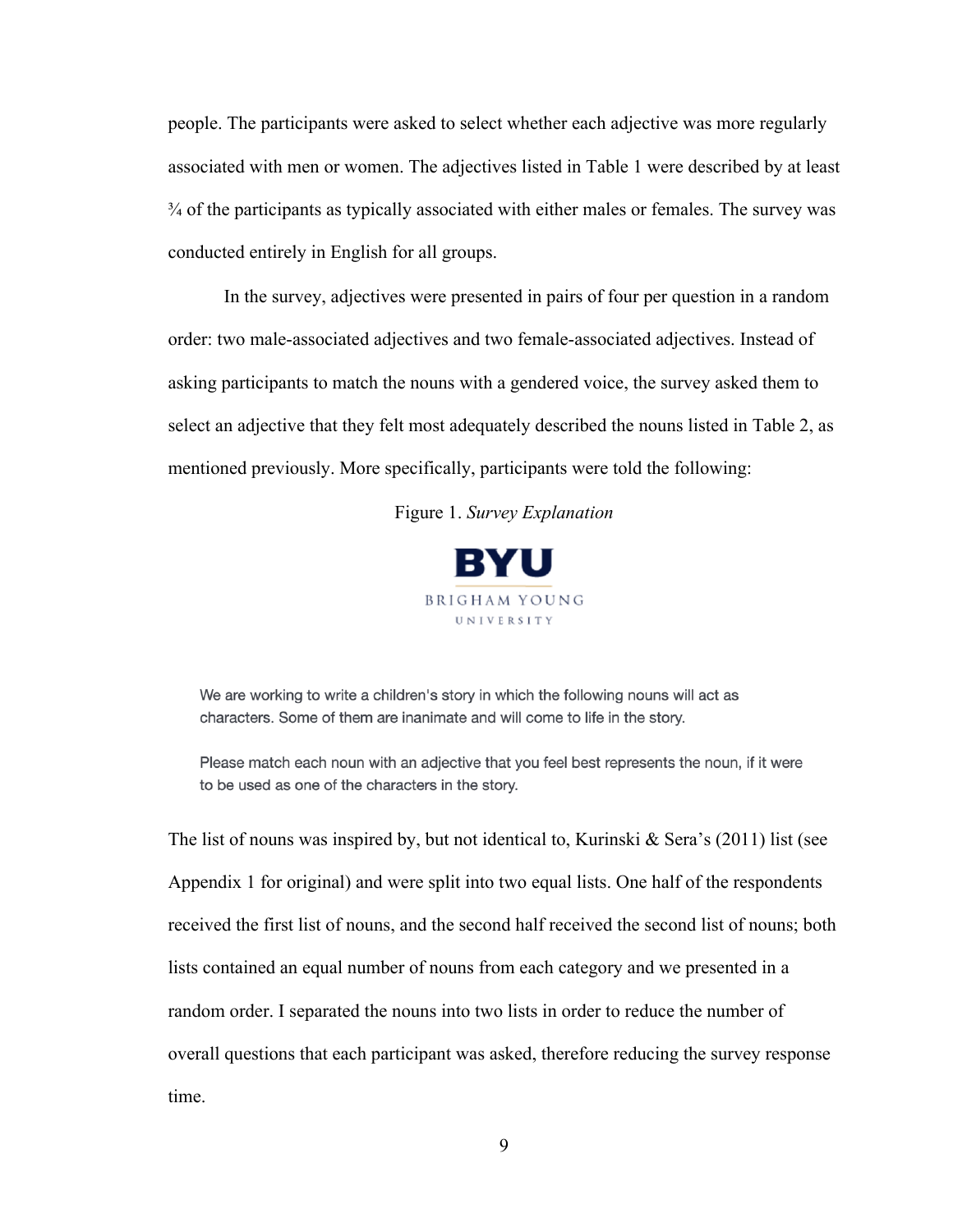people. The participants were asked to select whether each adjective was more regularly associated with men or women. The adjectives listed in Table 1 were described by at least ¾ of the participants as typically associated with either males or females. The survey was conducted entirely in English for all groups.

In the survey, adjectives were presented in pairs of four per question in a random order: two male-associated adjectives and two female-associated adjectives. Instead of asking participants to match the nouns with a gendered voice, the survey asked them to select an adjective that they felt most adequately described the nouns listed in Table 2, as mentioned previously. More specifically, participants were told the following:

Figure 1. *Survey Explanation*

BYU
BRIGHAM YOUNG
UNIVERSITY

We are working to write a children's story in which the following nouns will act as characters. Some of them are inanimate and will come to life in the story.

Please match each noun with an adjective that you feel best represents the noun, if it were to be used as one of the characters in the story.

The list of nouns was inspired by, but not identical to, Kurinski & Sera's (2011) list (see Appendix 1 for original) and were split into two equal lists. One half of the respondents received the first list of nouns, and the second half received the second list of nouns; both lists contained an equal number of nouns from each category and we presented in a random order. I separated the nouns into two lists in order to reduce the number of overall questions that each participant was asked, therefore reducing the survey response time.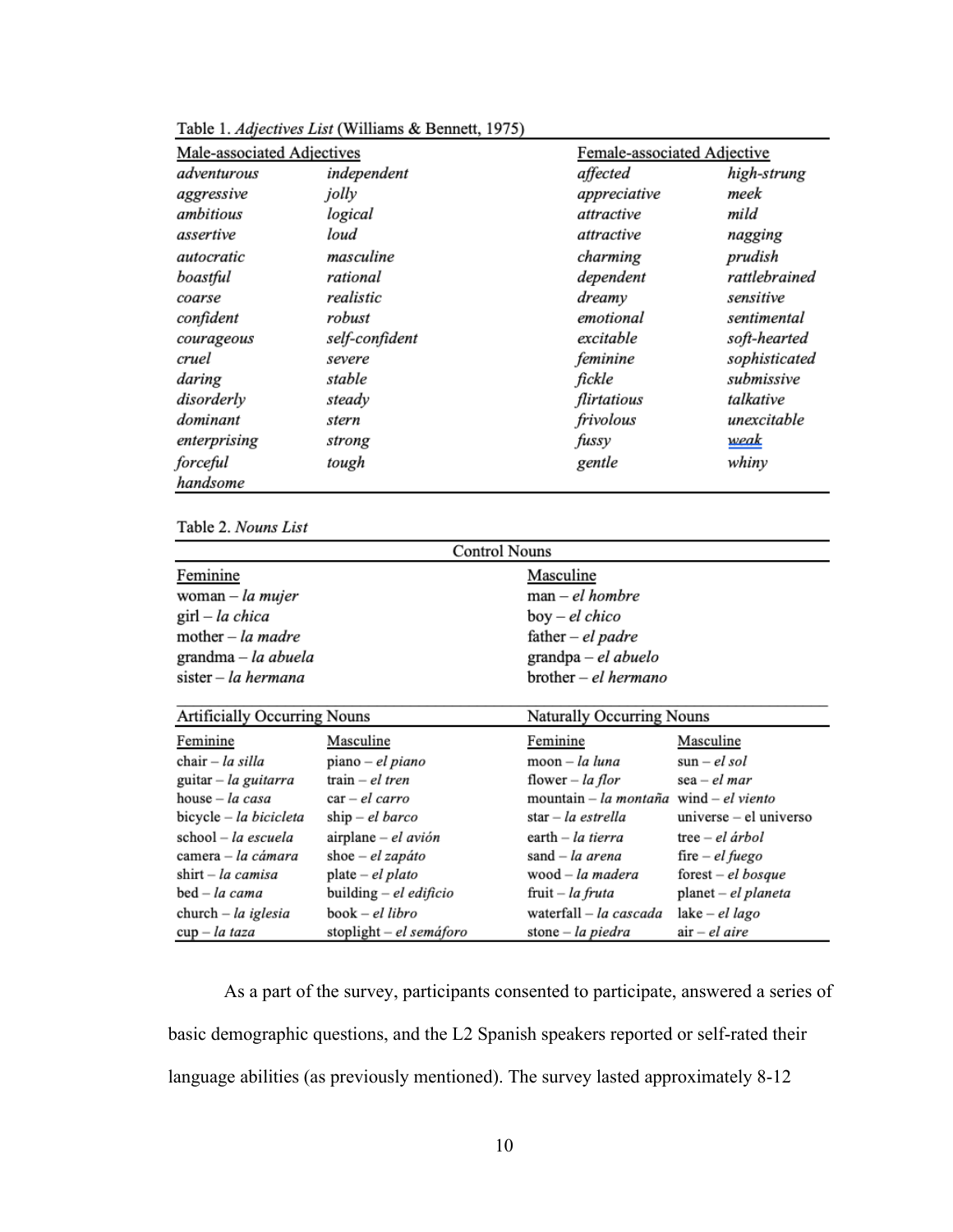Table 1. *Adjectives List* (Williams & Bennett, 1975)

| Male-associated Adjectives | | Female-associated Adjective | |
|---|---|---|---|
| *adventurous* | *independent* | *affected* | *high-strung* |
| *aggressive* | *jolly* | *appreciative* | *meek* |
| *ambitious* | *logical* | *attractive* | *mild* |
| *assertive* | *loud* | *attractive* | *nagging* |
| *autocratic* | *masculine* | *charming* | *prudish* |
| *boastful* | *rational* | *dependent* | *rattlebrained* |
| *coarse* | *realistic* | *dreamy* | *sensitive* |
| *confident* | *robust* | *emotional* | *sentimental* |
| *courageous* | *self-confident* | *excitable* | *soft-hearted* |
| *cruel* | *severe* | *feminine* | *sophisticated* |
| *daring* | *stable* | *fickle* | *submissive* |
| *disorderly* | *steady* | *flirtatious* | *talkative* |
| *dominant* | *stern* | *frivolous* | *unexcitable* |
| *enterprising* | *strong* | *fussy* | *weak* |
| *forceful* | *tough* | *gentle* | *whiny* |
| *handsome* | | | |

Table 2. *Nouns List*

| Control Nouns | | | |
|---|---|---|---|
| Feminine | | Masculine | |
| woman – *la mujer* | | man – *el hombre* | |
| girl – *la chica* | | boy – *el chico* | |
| mother – *la madre* | | father – *el padre* | |
| grandma – *la abuela* | | grandpa – *el abuelo* | |
| sister – *la hermana* | | brother – *el hermano* | |
| **Artificially Occurring Nouns** | | **Naturally Occurring Nouns** | |
| Feminine | Masculine | Feminine | Masculine |
| chair – *la silla* | piano – *el piano* | moon – *la luna* | sun – *el sol* |
| guitar – *la guitarra* | train – *el tren* | flower – *la flor* | sea – *el mar* |
| house – *la casa* | car – *el carro* | mountain – *la montaña* | wind – *el viento* |
| bicycle – *la bicicleta* | ship – *el barco* | star – *la estrella* | universe – el universo |
| school – *la escuela* | airplane – *el avión* | earth – *la tierra* | tree – *el árbol* |
| camera – *la cámara* | shoe – *el zapáto* | sand – *la arena* | fire – *el fuego* |
| shirt – *la camisa* | plate – *el plato* | wood – *la madera* | forest – *el bosque* |
| bed – *la cama* | building – *el edificio* | fruit – *la fruta* | planet – *el planeta* |
| church – *la iglesia* | book – *el libro* | waterfall – *la cascada* | lake – *el lago* |
| cup – *la taza* | stoplight – *el semáforo* | stone – *la piedra* | air – *el aire* |

As a part of the survey, participants consented to participate, answered a series of basic demographic questions, and the L2 Spanish speakers reported or self-rated their language abilities (as previously mentioned). The survey lasted approximately 8-12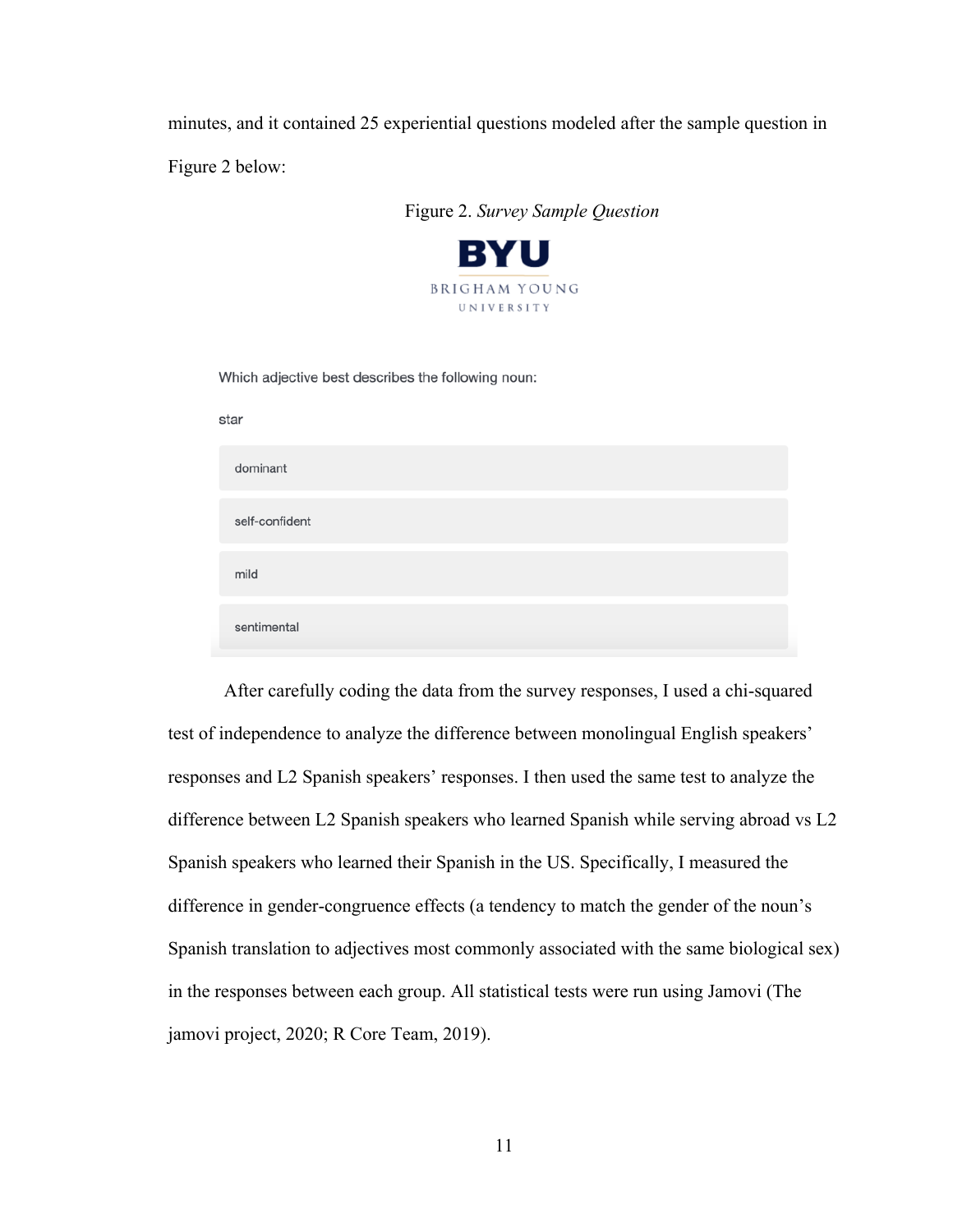minutes, and it contained 25 experiential questions modeled after the sample question in Figure 2 below:

Figure 2. *Survey Sample Question*

BYU

BRIGHAM YOUNG UNIVERSITY

Which adjective best describes the following noun:

star

- dominant
- self-confident
- mild
- sentimental

After carefully coding the data from the survey responses, I used a chi-squared test of independence to analyze the difference between monolingual English speakers' responses and L2 Spanish speakers' responses. I then used the same test to analyze the difference between L2 Spanish speakers who learned Spanish while serving abroad vs L2 Spanish speakers who learned their Spanish in the US. Specifically, I measured the difference in gender-congruence effects (a tendency to match the gender of the noun's Spanish translation to adjectives most commonly associated with the same biological sex) in the responses between each group. All statistical tests were run using Jamovi (The jamovi project, 2020; R Core Team, 2019).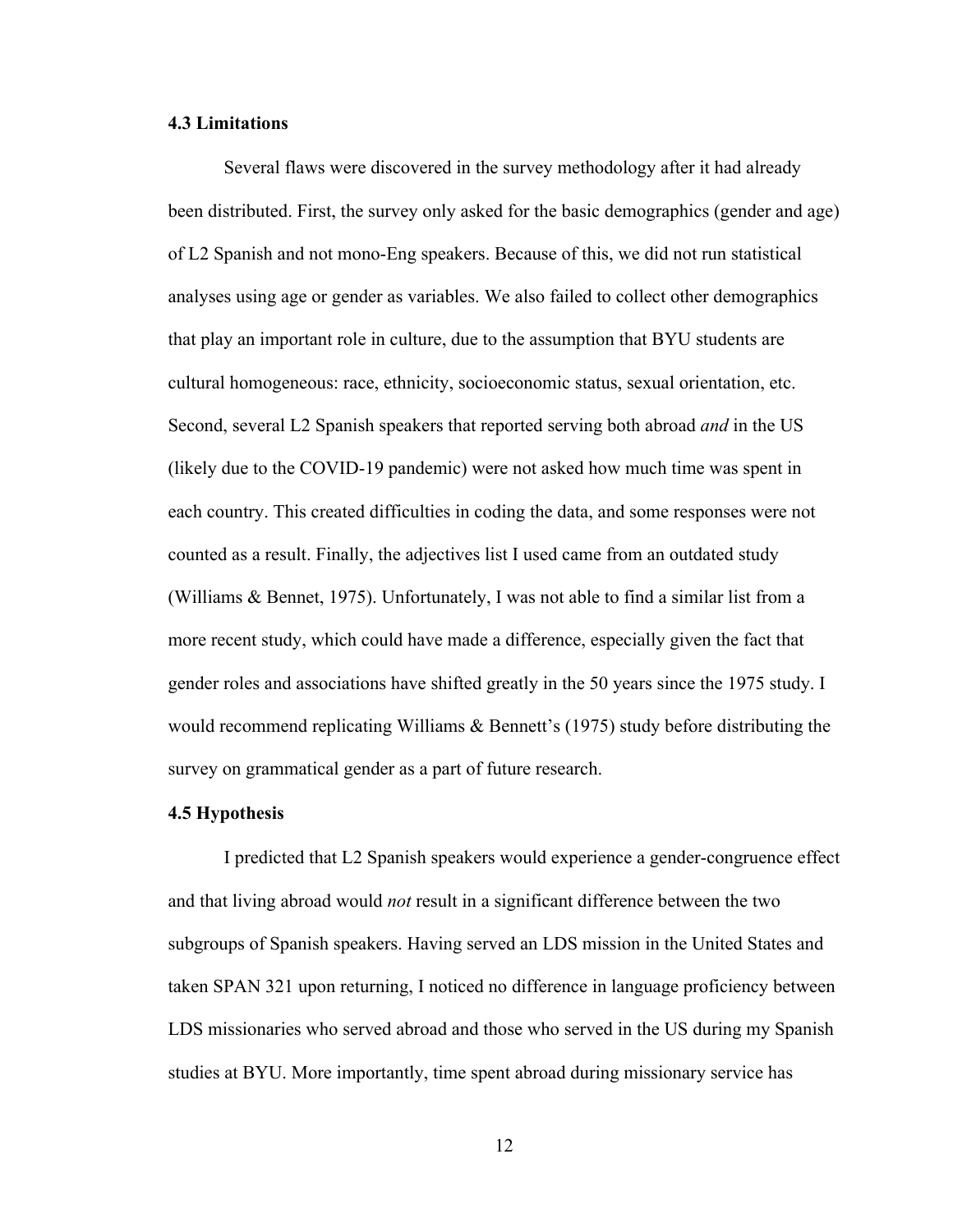### 4.3 Limitations

Several flaws were discovered in the survey methodology after it had already been distributed. First, the survey only asked for the basic demographics (gender and age) of L2 Spanish and not mono-Eng speakers. Because of this, we did not run statistical analyses using age or gender as variables. We also failed to collect other demographics that play an important role in culture, due to the assumption that BYU students are cultural homogeneous: race, ethnicity, socioeconomic status, sexual orientation, etc. Second, several L2 Spanish speakers that reported serving both abroad *and* in the US (likely due to the COVID-19 pandemic) were not asked how much time was spent in each country. This created difficulties in coding the data, and some responses were not counted as a result. Finally, the adjectives list I used came from an outdated study (Williams & Bennet, 1975). Unfortunately, I was not able to find a similar list from a more recent study, which could have made a difference, especially given the fact that gender roles and associations have shifted greatly in the 50 years since the 1975 study. I would recommend replicating Williams & Bennett's (1975) study before distributing the survey on grammatical gender as a part of future research.

### 4.5 Hypothesis

I predicted that L2 Spanish speakers would experience a gender-congruence effect and that living abroad would *not* result in a significant difference between the two subgroups of Spanish speakers. Having served an LDS mission in the United States and taken SPAN 321 upon returning, I noticed no difference in language proficiency between LDS missionaries who served abroad and those who served in the US during my Spanish studies at BYU. More importantly, time spent abroad during missionary service has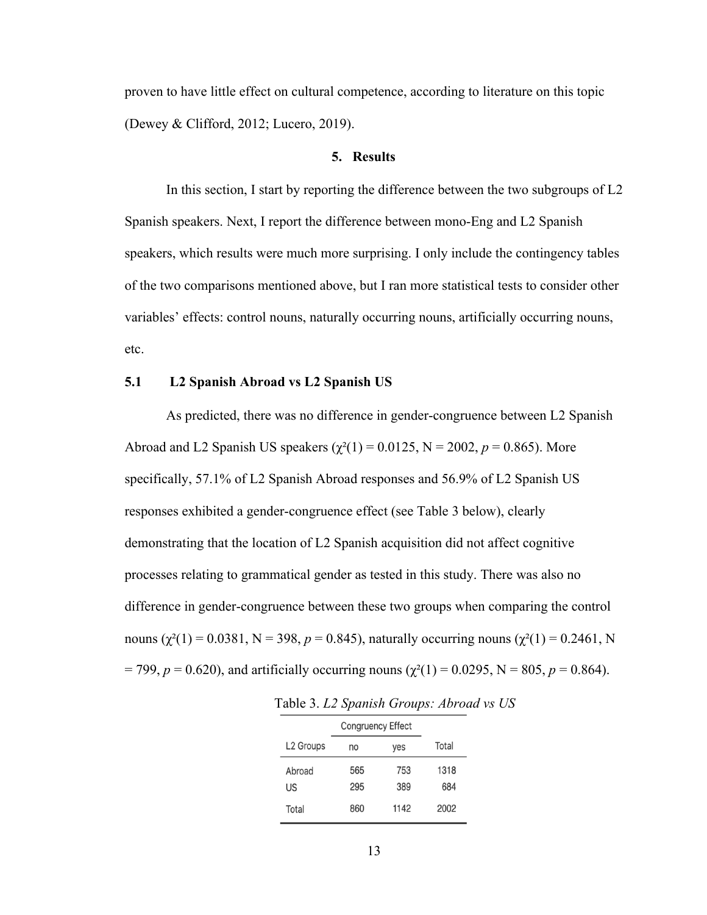proven to have little effect on cultural competence, according to literature on this topic (Dewey & Clifford, 2012; Lucero, 2019).

## 5. Results

In this section, I start by reporting the difference between the two subgroups of L2 Spanish speakers. Next, I report the difference between mono-Eng and L2 Spanish speakers, which results were much more surprising. I only include the contingency tables of the two comparisons mentioned above, but I ran more statistical tests to consider other variables' effects: control nouns, naturally occurring nouns, artificially occurring nouns, etc.

### 5.1 L2 Spanish Abroad vs L2 Spanish US

As predicted, there was no difference in gender-congruence between L2 Spanish Abroad and L2 Spanish US speakers ($\chi^2(1) = 0.0125$, N = 2002, $p = 0.865$). More specifically, 57.1% of L2 Spanish Abroad responses and 56.9% of L2 Spanish US responses exhibited a gender-congruence effect (see Table 3 below), clearly demonstrating that the location of L2 Spanish acquisition did not affect cognitive processes relating to grammatical gender as tested in this study. There was also no difference in gender-congruence between these two groups when comparing the control nouns ($\chi^2(1) = 0.0381$, N = 398, $p = 0.845$), naturally occurring nouns ($\chi^2(1) = 0.2461$, N = 799, $p = 0.620$), and artificially occurring nouns ($\chi^2(1) = 0.0295$, N = 805, $p = 0.864$).

Table 3. *L2 Spanish Groups: Abroad vs US*

| | Congruency Effect | | |
|---|---|---|---|
| L2 Groups | no | yes | Total |
| Abroad | 565 | 753 | 1318 |
| US | 295 | 389 | 684 |
| Total | 860 | 1142 | 2002 |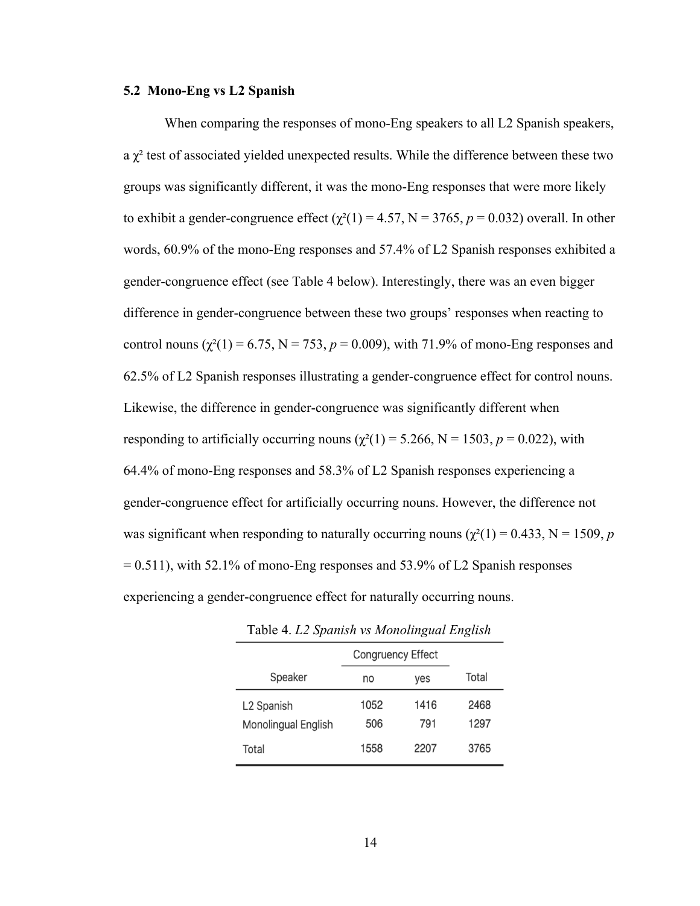### 5.2 Mono-Eng vs L2 Spanish

When comparing the responses of mono-Eng speakers to all L2 Spanish speakers, a $\chi^2$ test of associated yielded unexpected results. While the difference between these two groups was significantly different, it was the mono-Eng responses that were more likely to exhibit a gender-congruence effect ($\chi^2(1) = 4.57$, N = 3765, $p = 0.032$) overall. In other words, 60.9% of the mono-Eng responses and 57.4% of L2 Spanish responses exhibited a gender-congruence effect (see Table 4 below). Interestingly, there was an even bigger difference in gender-congruence between these two groups' responses when reacting to control nouns ($\chi^2(1) = 6.75$, N = 753, $p = 0.009$), with 71.9% of mono-Eng responses and 62.5% of L2 Spanish responses illustrating a gender-congruence effect for control nouns. Likewise, the difference in gender-congruence was significantly different when responding to artificially occurring nouns ($\chi^2(1) = 5.266$, N = 1503, $p = 0.022$), with 64.4% of mono-Eng responses and 58.3% of L2 Spanish responses experiencing a gender-congruence effect for artificially occurring nouns. However, the difference not was significant when responding to naturally occurring nouns ($\chi^2(1) = 0.433$, N = 1509, $p = 0.511$), with 52.1% of mono-Eng responses and 53.9% of L2 Spanish responses experiencing a gender-congruence effect for naturally occurring nouns.

Table 4. *L2 Spanish vs Monolingual English*

| | Congruency Effect | | |
|---|---|---|---|
| Speaker | no | yes | Total |
| L2 Spanish | 1052 | 1416 | 2468 |
| Monolingual English | 506 | 791 | 1297 |
| Total | 1558 | 2207 | 3765 |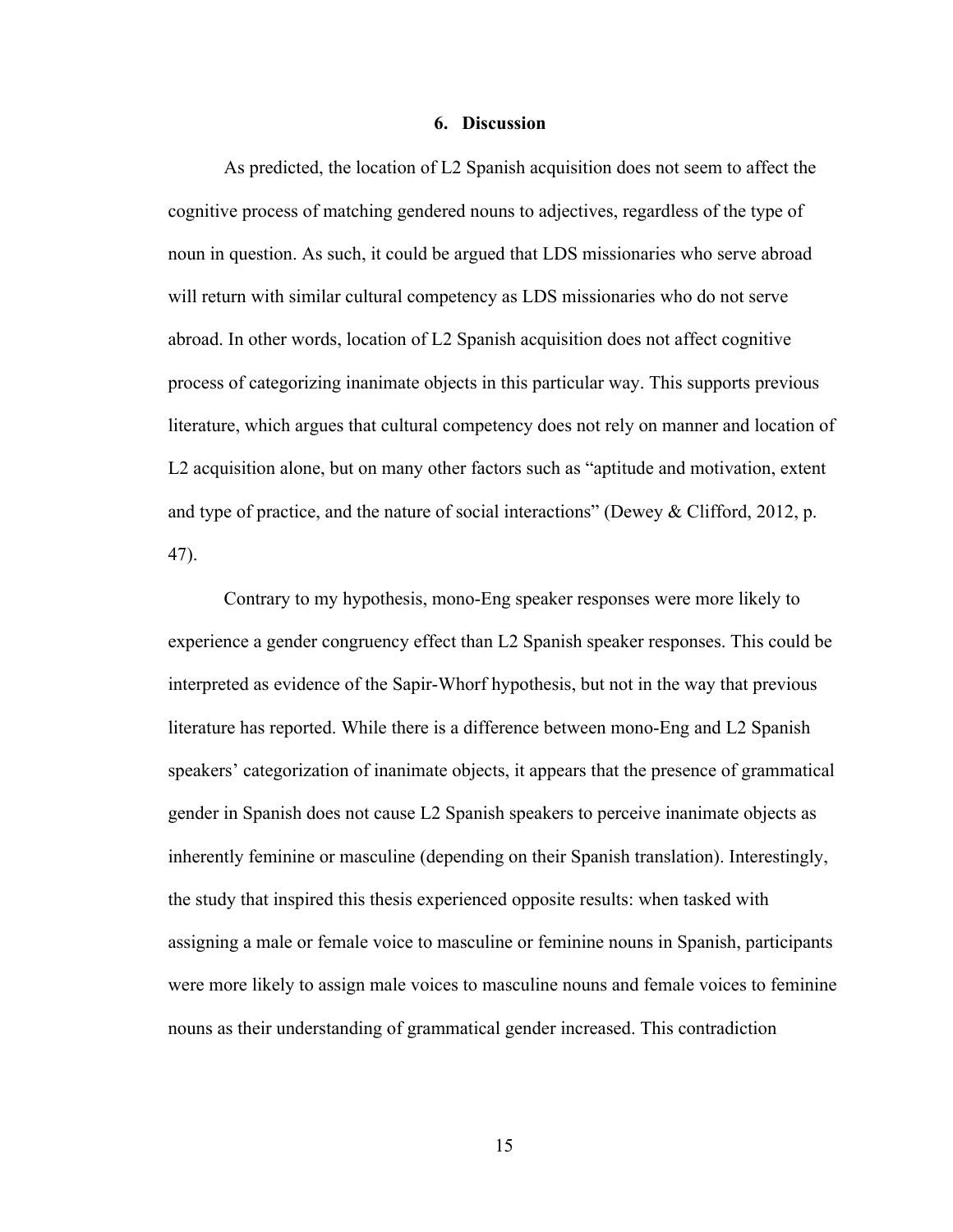## 6. Discussion

As predicted, the location of L2 Spanish acquisition does not seem to affect the cognitive process of matching gendered nouns to adjectives, regardless of the type of noun in question. As such, it could be argued that LDS missionaries who serve abroad will return with similar cultural competency as LDS missionaries who do not serve abroad. In other words, location of L2 Spanish acquisition does not affect cognitive process of categorizing inanimate objects in this particular way. This supports previous literature, which argues that cultural competency does not rely on manner and location of L2 acquisition alone, but on many other factors such as "aptitude and motivation, extent and type of practice, and the nature of social interactions" (Dewey & Clifford, 2012, p. 47).

Contrary to my hypothesis, mono-Eng speaker responses were more likely to experience a gender congruency effect than L2 Spanish speaker responses. This could be interpreted as evidence of the Sapir-Whorf hypothesis, but not in the way that previous literature has reported. While there is a difference between mono-Eng and L2 Spanish speakers' categorization of inanimate objects, it appears that the presence of grammatical gender in Spanish does not cause L2 Spanish speakers to perceive inanimate objects as inherently feminine or masculine (depending on their Spanish translation). Interestingly, the study that inspired this thesis experienced opposite results: when tasked with assigning a male or female voice to masculine or feminine nouns in Spanish, participants were more likely to assign male voices to masculine nouns and female voices to feminine nouns as their understanding of grammatical gender increased. This contradiction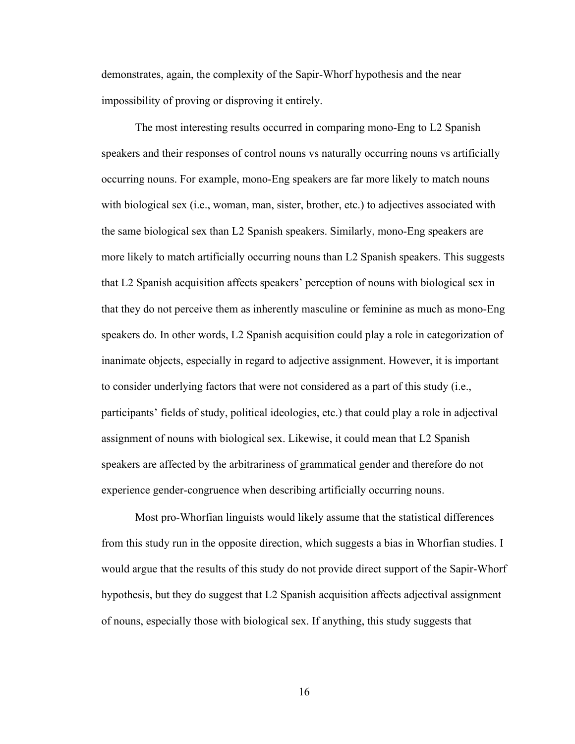demonstrates, again, the complexity of the Sapir-Whorf hypothesis and the near impossibility of proving or disproving it entirely.

The most interesting results occurred in comparing mono-Eng to L2 Spanish speakers and their responses of control nouns vs naturally occurring nouns vs artificially occurring nouns. For example, mono-Eng speakers are far more likely to match nouns with biological sex (i.e., woman, man, sister, brother, etc.) to adjectives associated with the same biological sex than L2 Spanish speakers. Similarly, mono-Eng speakers are more likely to match artificially occurring nouns than L2 Spanish speakers. This suggests that L2 Spanish acquisition affects speakers' perception of nouns with biological sex in that they do not perceive them as inherently masculine or feminine as much as mono-Eng speakers do. In other words, L2 Spanish acquisition could play a role in categorization of inanimate objects, especially in regard to adjective assignment. However, it is important to consider underlying factors that were not considered as a part of this study (i.e., participants' fields of study, political ideologies, etc.) that could play a role in adjectival assignment of nouns with biological sex. Likewise, it could mean that L2 Spanish speakers are affected by the arbitrariness of grammatical gender and therefore do not experience gender-congruence when describing artificially occurring nouns.

Most pro-Whorfian linguists would likely assume that the statistical differences from this study run in the opposite direction, which suggests a bias in Whorfian studies. I would argue that the results of this study do not provide direct support of the Sapir-Whorf hypothesis, but they do suggest that L2 Spanish acquisition affects adjectival assignment of nouns, especially those with biological sex. If anything, this study suggests that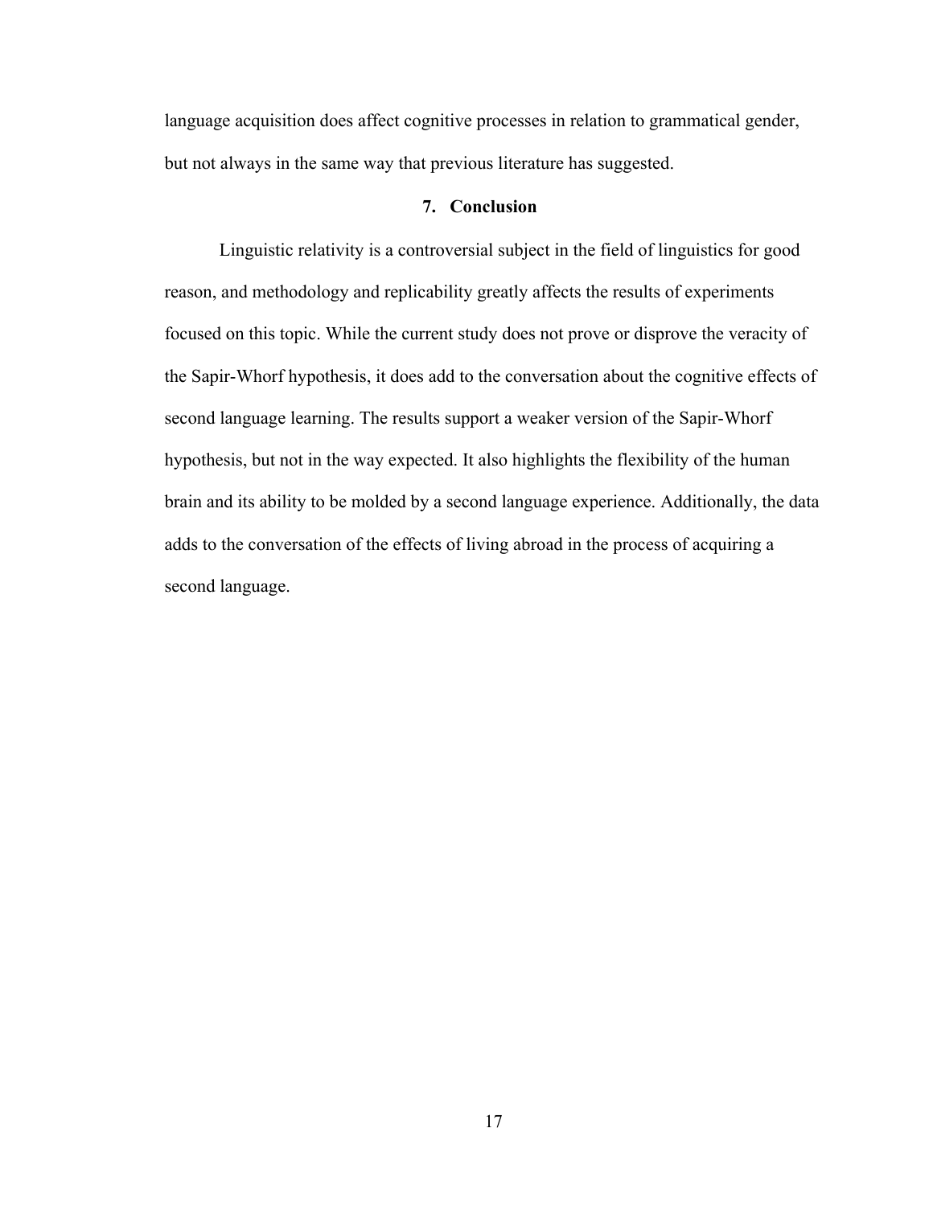language acquisition does affect cognitive processes in relation to grammatical gender, but not always in the same way that previous literature has suggested.

## 7. Conclusion

Linguistic relativity is a controversial subject in the field of linguistics for good reason, and methodology and replicability greatly affects the results of experiments focused on this topic. While the current study does not prove or disprove the veracity of the Sapir-Whorf hypothesis, it does add to the conversation about the cognitive effects of second language learning. The results support a weaker version of the Sapir-Whorf hypothesis, but not in the way expected. It also highlights the flexibility of the human brain and its ability to be molded by a second language experience. Additionally, the data adds to the conversation of the effects of living abroad in the process of acquiring a second language.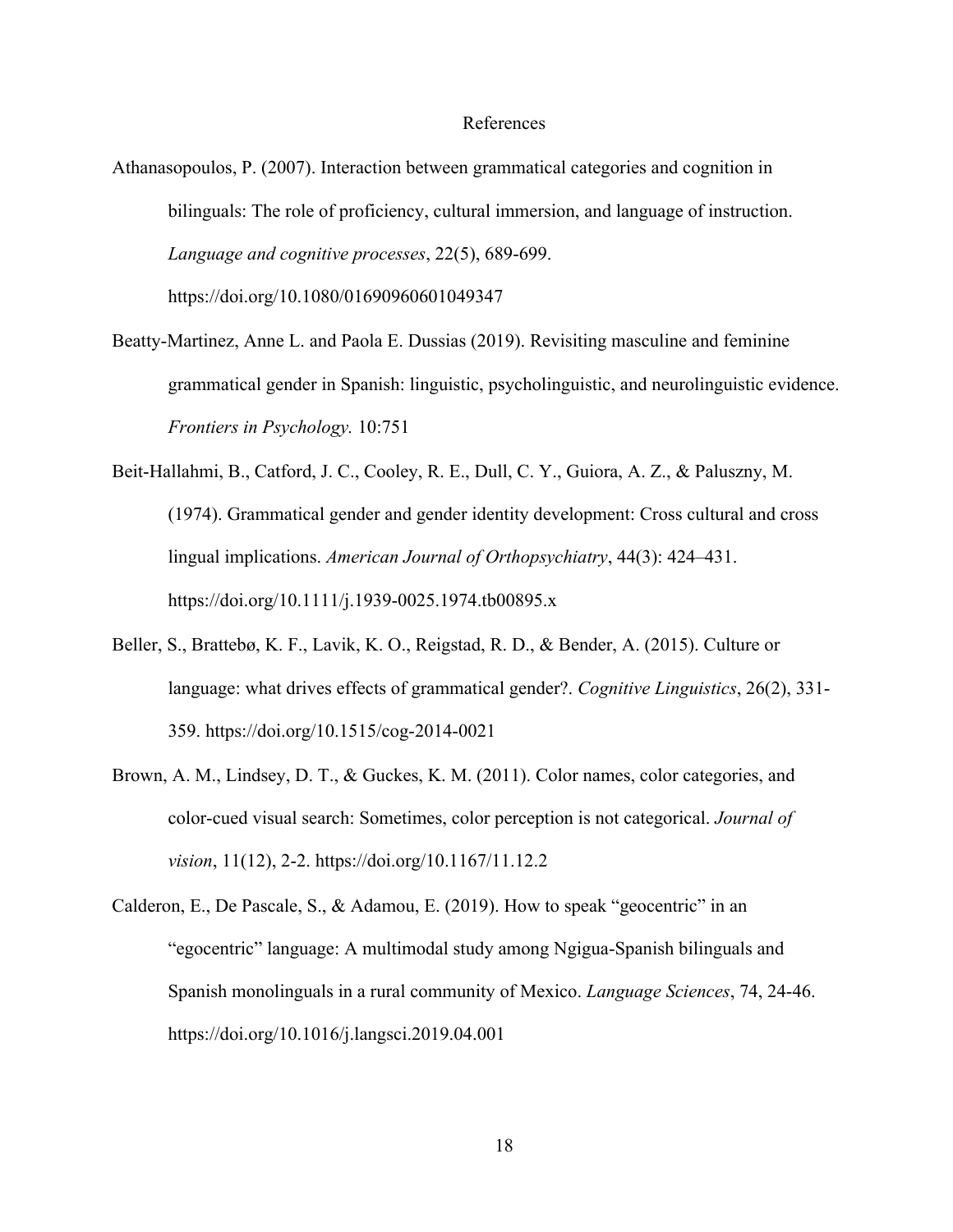# References

Athanasopoulos, P. (2007). Interaction between grammatical categories and cognition in bilinguals: The role of proficiency, cultural immersion, and language of instruction. *Language and cognitive processes*, 22(5), 689-699. https://doi.org/10.1080/01690960601049347

Beatty-Martinez, Anne L. and Paola E. Dussias (2019). Revisiting masculine and feminine grammatical gender in Spanish: linguistic, psycholinguistic, and neurolinguistic evidence. *Frontiers in Psychology.* 10:751

Beit-Hallahmi, B., Catford, J. C., Cooley, R. E., Dull, C. Y., Guiora, A. Z., & Paluszny, M. (1974). Grammatical gender and gender identity development: Cross cultural and cross lingual implications. *American Journal of Orthopsychiatry*, 44(3): 424–431. https://doi.org/10.1111/j.1939-0025.1974.tb00895.x

Beller, S., Brattebø, K. F., Lavik, K. O., Reigstad, R. D., & Bender, A. (2015). Culture or language: what drives effects of grammatical gender?. *Cognitive Linguistics*, 26(2), 331-359. https://doi.org/10.1515/cog-2014-0021

Brown, A. M., Lindsey, D. T., & Guckes, K. M. (2011). Color names, color categories, and color-cued visual search: Sometimes, color perception is not categorical. *Journal of vision*, 11(12), 2-2. https://doi.org/10.1167/11.12.2

Calderon, E., De Pascale, S., & Adamou, E. (2019). How to speak "geocentric" in an "egocentric" language: A multimodal study among Ngigua-Spanish bilinguals and Spanish monolinguals in a rural community of Mexico. *Language Sciences*, 74, 24-46. https://doi.org/10.1016/j.langsci.2019.04.001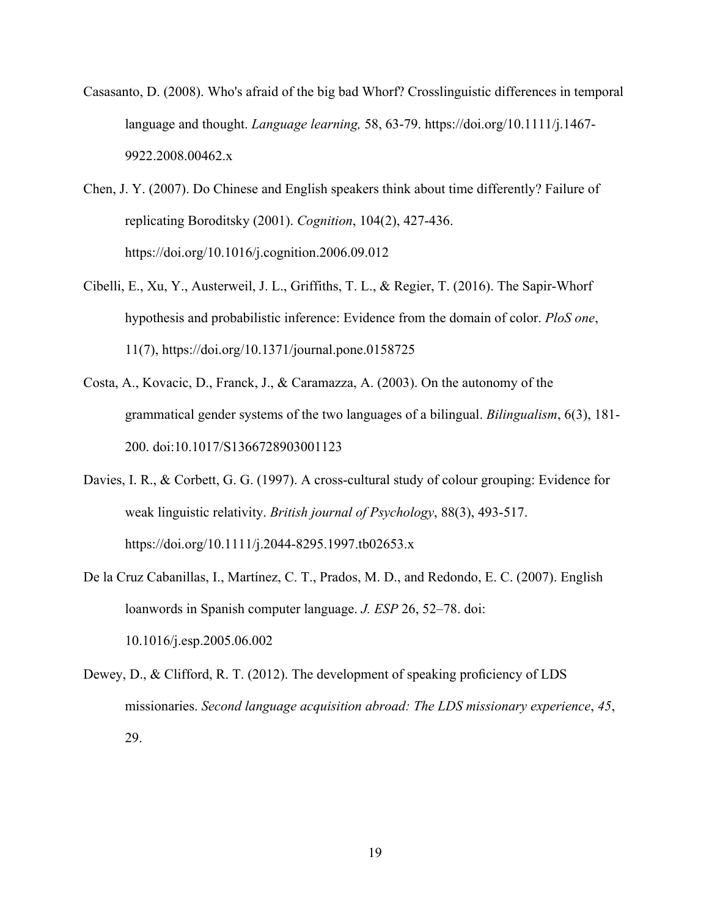Casasanto, D. (2008). Who's afraid of the big bad Whorf? Crosslinguistic differences in temporal language and thought. *Language learning,* 58, 63-79. https://doi.org/10.1111/j.1467-9922.2008.00462.x

Chen, J. Y. (2007). Do Chinese and English speakers think about time differently? Failure of replicating Boroditsky (2001). *Cognition*, 104(2), 427-436. https://doi.org/10.1016/j.cognition.2006.09.012

Cibelli, E., Xu, Y., Austerweil, J. L., Griffiths, T. L., & Regier, T. (2016). The Sapir-Whorf hypothesis and probabilistic inference: Evidence from the domain of color. *PloS one*, 11(7), https://doi.org/10.1371/journal.pone.0158725

Costa, A., Kovacic, D., Franck, J., & Caramazza, A. (2003). On the autonomy of the grammatical gender systems of the two languages of a bilingual. *Bilingualism*, 6(3), 181-200. doi:10.1017/S1366728903001123

Davies, I. R., & Corbett, G. G. (1997). A cross-cultural study of colour grouping: Evidence for weak linguistic relativity. *British journal of Psychology*, 88(3), 493-517. https://doi.org/10.1111/j.2044-8295.1997.tb02653.x

De la Cruz Cabanillas, I., Martínez, C. T., Prados, M. D., and Redondo, E. C. (2007). English loanwords in Spanish computer language. *J. ESP* 26, 52–78. doi: 10.1016/j.esp.2005.06.002

Dewey, D., & Clifford, R. T. (2012). The development of speaking proficiency of LDS missionaries. *Second language acquisition abroad: The LDS missionary experience*, *45*, 29.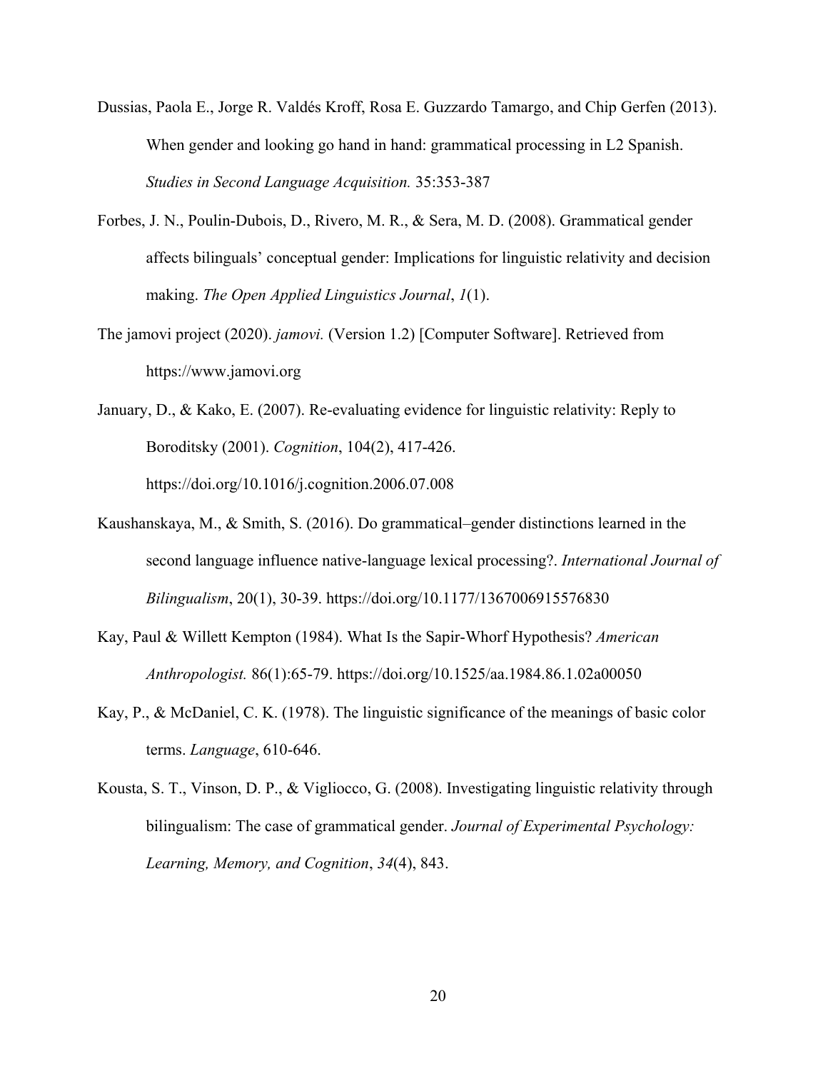Dussias, Paola E., Jorge R. Valdés Kroff, Rosa E. Guzzardo Tamargo, and Chip Gerfen (2013). When gender and looking go hand in hand: grammatical processing in L2 Spanish. *Studies in Second Language Acquisition.* 35:353-387

Forbes, J. N., Poulin-Dubois, D., Rivero, M. R., & Sera, M. D. (2008). Grammatical gender affects bilinguals' conceptual gender: Implications for linguistic relativity and decision making. *The Open Applied Linguistics Journal*, *1*(1).

The jamovi project (2020). *jamovi.* (Version 1.2) [Computer Software]. Retrieved from https://www.jamovi.org

January, D., & Kako, E. (2007). Re-evaluating evidence for linguistic relativity: Reply to Boroditsky (2001). *Cognition*, 104(2), 417-426. https://doi.org/10.1016/j.cognition.2006.07.008

Kaushanskaya, M., & Smith, S. (2016). Do grammatical–gender distinctions learned in the second language influence native-language lexical processing?. *International Journal of Bilingualism*, 20(1), 30-39. https://doi.org/10.1177/1367006915576830

Kay, Paul & Willett Kempton (1984). What Is the Sapir-Whorf Hypothesis? *American Anthropologist.* 86(1):65-79. https://doi.org/10.1525/aa.1984.86.1.02a00050

Kay, P., & McDaniel, C. K. (1978). The linguistic significance of the meanings of basic color terms. *Language*, 610-646.

Kousta, S. T., Vinson, D. P., & Vigliocco, G. (2008). Investigating linguistic relativity through bilingualism: The case of grammatical gender. *Journal of Experimental Psychology: Learning, Memory, and Cognition*, *34*(4), 843.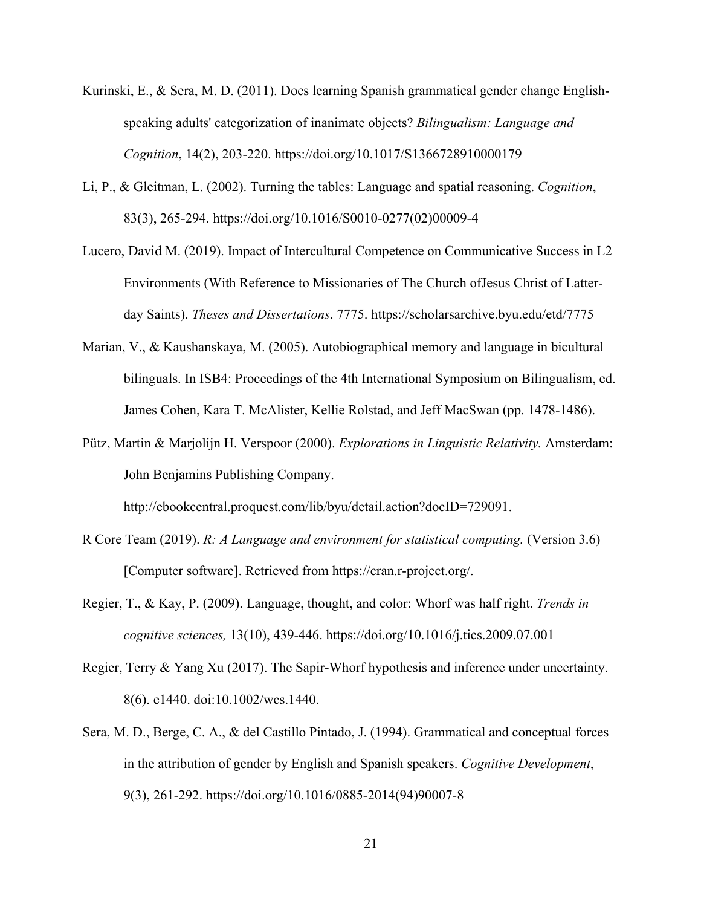Kurinski, E., & Sera, M. D. (2011). Does learning Spanish grammatical gender change English-speaking adults' categorization of inanimate objects? *Bilingualism: Language and Cognition*, 14(2), 203-220. https://doi.org/10.1017/S1366728910000179

Li, P., & Gleitman, L. (2002). Turning the tables: Language and spatial reasoning. *Cognition*, 83(3), 265-294. https://doi.org/10.1016/S0010-0277(02)00009-4

Lucero, David M. (2019). Impact of Intercultural Competence on Communicative Success in L2 Environments (With Reference to Missionaries of The Church ofJesus Christ of Latter-day Saints). *Theses and Dissertations*. 7775. https://scholarsarchive.byu.edu/etd/7775

Marian, V., & Kaushanskaya, M. (2005). Autobiographical memory and language in bicultural bilinguals. In ISB4: Proceedings of the 4th International Symposium on Bilingualism, ed. James Cohen, Kara T. McAlister, Kellie Rolstad, and Jeff MacSwan (pp. 1478-1486).

Pütz, Martin & Marjolijn H. Verspoor (2000). *Explorations in Linguistic Relativity.* Amsterdam: John Benjamins Publishing Company. http://ebookcentral.proquest.com/lib/byu/detail.action?docID=729091.

R Core Team (2019). *R: A Language and environment for statistical computing.* (Version 3.6) [Computer software]. Retrieved from https://cran.r-project.org/.

Regier, T., & Kay, P. (2009). Language, thought, and color: Whorf was half right. *Trends in cognitive sciences,* 13(10), 439-446. https://doi.org/10.1016/j.tics.2009.07.001

Regier, Terry & Yang Xu (2017). The Sapir-Whorf hypothesis and inference under uncertainty. 8(6). e1440. doi:10.1002/wcs.1440.

Sera, M. D., Berge, C. A., & del Castillo Pintado, J. (1994). Grammatical and conceptual forces in the attribution of gender by English and Spanish speakers. *Cognitive Development*, 9(3), 261-292. https://doi.org/10.1016/0885-2014(94)90007-8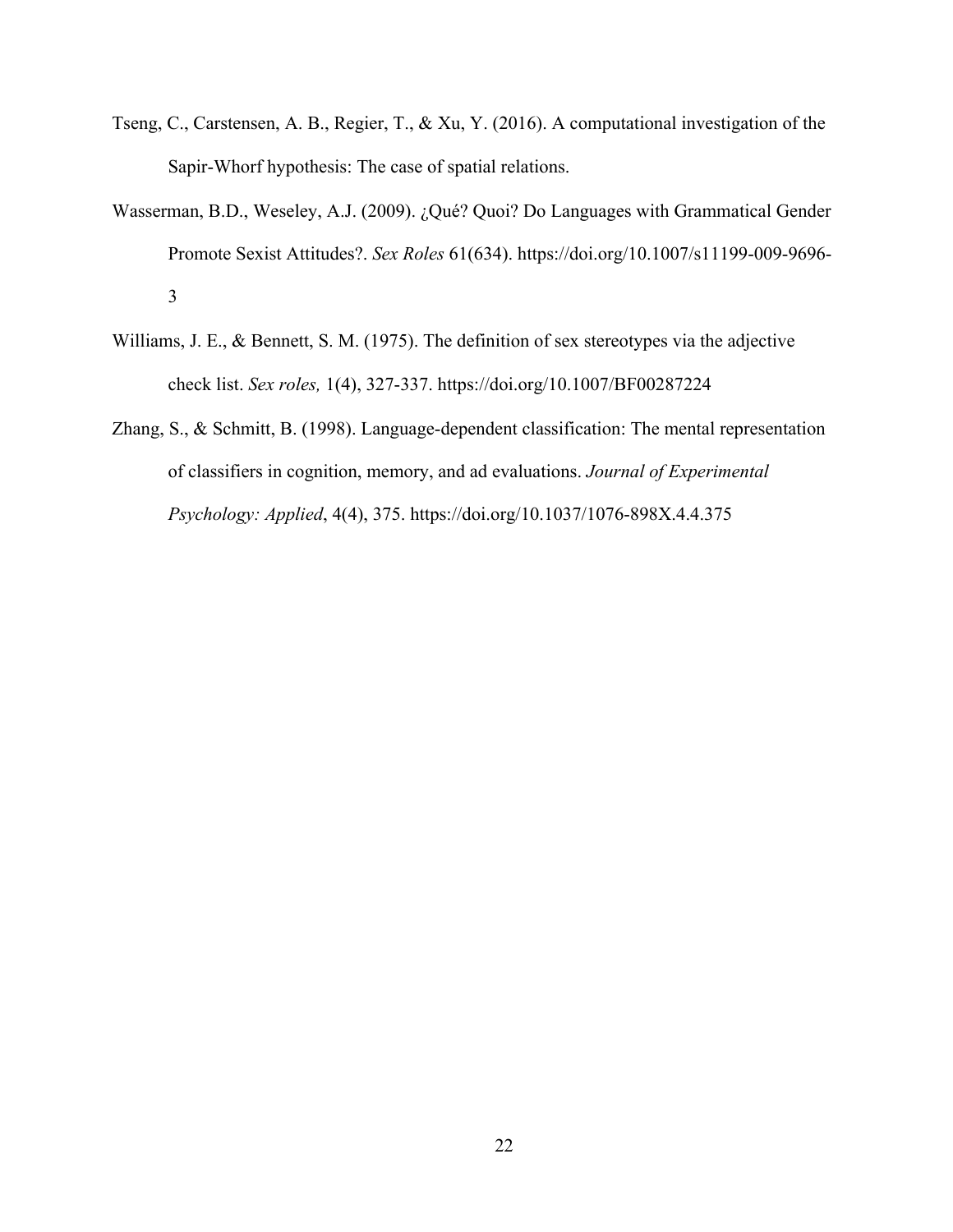Tseng, C., Carstensen, A. B., Regier, T., & Xu, Y. (2016). A computational investigation of the Sapir-Whorf hypothesis: The case of spatial relations.

Wasserman, B.D., Weseley, A.J. (2009). ¿Qué? Quoi? Do Languages with Grammatical Gender Promote Sexist Attitudes?. *Sex Roles* 61(634). https://doi.org/10.1007/s11199-009-9696-3

Williams, J. E., & Bennett, S. M. (1975). The definition of sex stereotypes via the adjective check list. *Sex roles,* 1(4), 327-337. https://doi.org/10.1007/BF00287224

Zhang, S., & Schmitt, B. (1998). Language-dependent classification: The mental representation of classifiers in cognition, memory, and ad evaluations. *Journal of Experimental Psychology: Applied*, 4(4), 375. https://doi.org/10.1037/1076-898X.4.4.375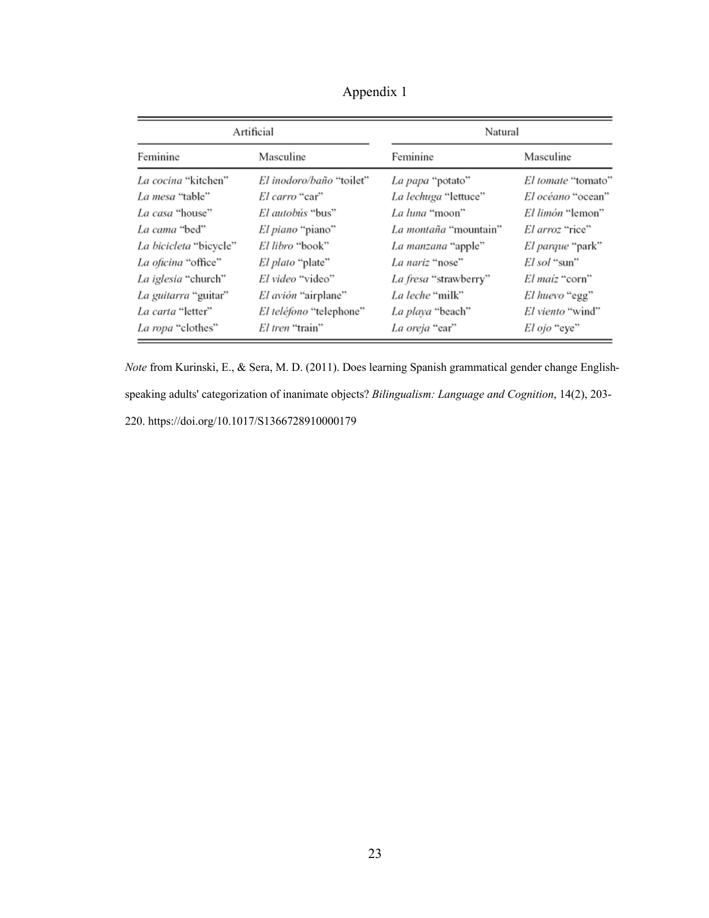# Appendix 1

| Artificial | | Natural | |
|---|---|---|---|
| Feminine | Masculine | Feminine | Masculine |
| *La cocina* "kitchen" | *El inodoro/baño* "toilet" | *La papa* "potato" | *El tomate* "tomato" |
| *La mesa* "table" | *El carro* "car" | *La lechuga* "lettuce" | *El océano* "ocean" |
| *La casa* "house" | *El autobús* "bus" | *La luna* "moon" | *El limón* "lemon" |
| *La cama* "bed" | *El piano* "piano" | *La montaña* "mountain" | *El arroz* "rice" |
| *La bicicleta* "bicycle" | *El libro* "book" | *La manzana* "apple" | *El parque* "park" |
| *La oficina* "office" | *El plato* "plate" | *La nariz* "nose" | *El sol* "sun" |
| *La iglesia* "church" | *El video* "video" | *La fresa* "strawberry" | *El maíz* "corn" |
| *La guitarra* "guitar" | *El avión* "airplane" | *La leche* "milk" | *El huevo* "egg" |
| *La carta* "letter" | *El teléfono* "telephone" | *La playa* "beach" | *El viento* "wind" |
| *La ropa* "clothes" | *El tren* "train" | *La oreja* "ear" | *El ojo* "eye" |

*Note* from Kurinski, E., & Sera, M. D. (2011). Does learning Spanish grammatical gender change English-speaking adults' categorization of inanimate objects? *Bilingualism: Language and Cognition*, 14(2), 203-220. https://doi.org/10.1017/S1366728910000179